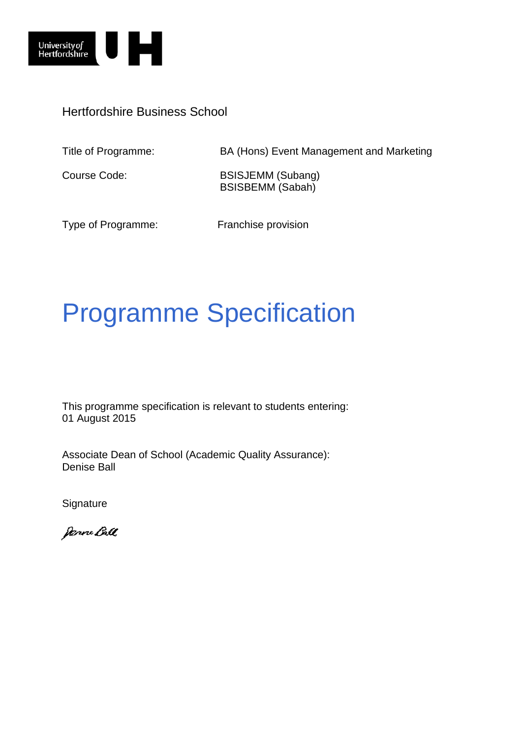Hertfordshire Business School

| | |
|---|---|
| Title of Programme: | BA (Hons) Event Management and Marketing |
| Course Code: | BSISJEMM (Subang)<br>BSISBEMM (Sabah) |
| Type of Programme: | Franchise provision |

# Programme Specification

This programme specification is relevant to students entering:
01 August 2015

Associate Dean of School (Academic Quality Assurance):
Denise Ball

Signature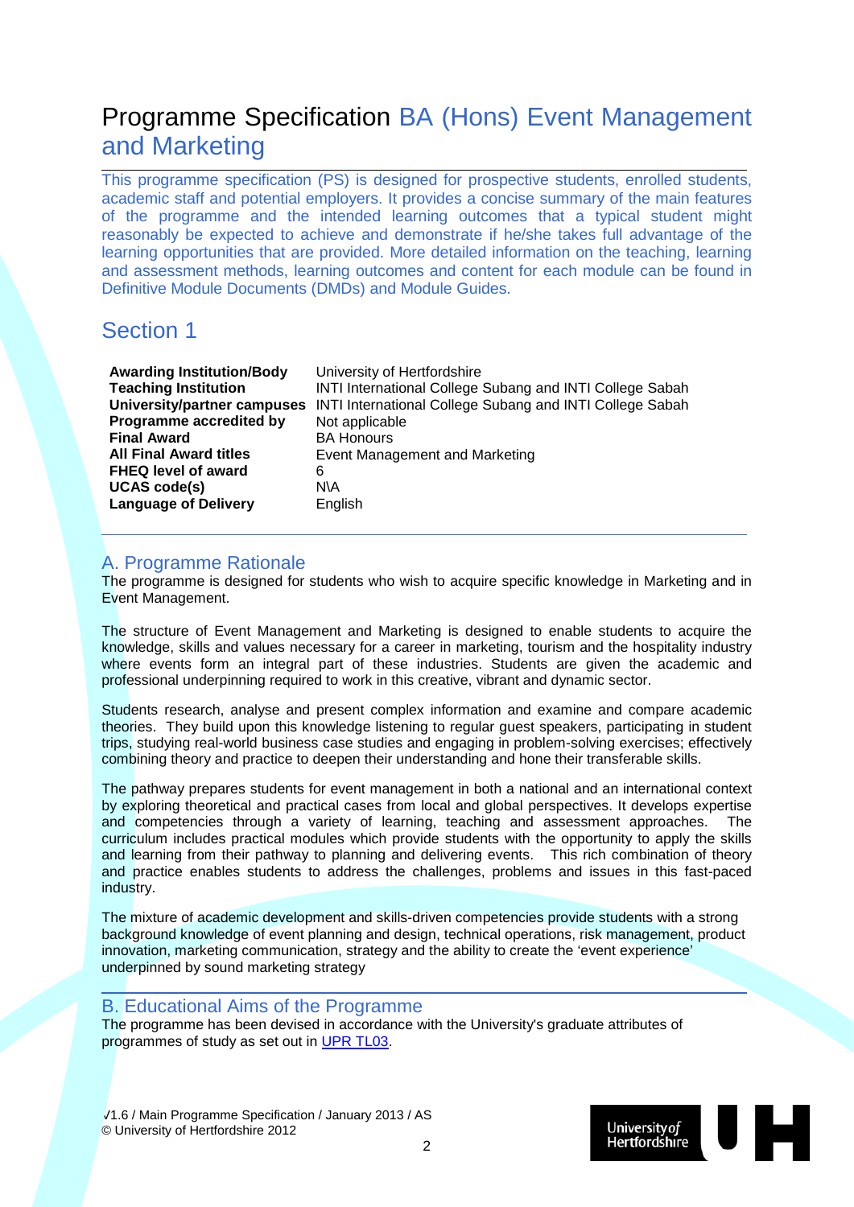# Programme Specification BA (Hons) Event Management and Marketing

This programme specification (PS) is designed for prospective students, enrolled students, academic staff and potential employers. It provides a concise summary of the main features of the programme and the intended learning outcomes that a typical student might reasonably be expected to achieve and demonstrate if he/she takes full advantage of the learning opportunities that are provided. More detailed information on the teaching, learning and assessment methods, learning outcomes and content for each module can be found in Definitive Module Documents (DMDs) and Module Guides.

## Section 1

| | |
|---|---|
| **Awarding Institution/Body** | University of Hertfordshire |
| **Teaching Institution** | INTI International College Subang and INTI College Sabah |
| **University/partner campuses** | INTI International College Subang and INTI College Sabah |
| **Programme accredited by** | Not applicable |
| **Final Award** | BA Honours |
| **All Final Award titles** | Event Management and Marketing |
| **FHEQ level of award** | 6 |
| **UCAS code(s)** | N\A |
| **Language of Delivery** | English |

## A. Programme Rationale

The programme is designed for students who wish to acquire specific knowledge in Marketing and in Event Management.

The structure of Event Management and Marketing is designed to enable students to acquire the knowledge, skills and values necessary for a career in marketing, tourism and the hospitality industry where events form an integral part of these industries. Students are given the academic and professional underpinning required to work in this creative, vibrant and dynamic sector.

Students research, analyse and present complex information and examine and compare academic theories. They build upon this knowledge listening to regular guest speakers, participating in student trips, studying real-world business case studies and engaging in problem-solving exercises; effectively combining theory and practice to deepen their understanding and hone their transferable skills.

The pathway prepares students for event management in both a national and an international context by exploring theoretical and practical cases from local and global perspectives. It develops expertise and competencies through a variety of learning, teaching and assessment approaches. The curriculum includes practical modules which provide students with the opportunity to apply the skills and learning from their pathway to planning and delivering events. This rich combination of theory and practice enables students to address the challenges, problems and issues in this fast-paced industry.

The mixture of academic development and skills-driven competencies provide students with a strong background knowledge of event planning and design, technical operations, risk management, product innovation, marketing communication, strategy and the ability to create the 'event experience' underpinned by sound marketing strategy

## B. Educational Aims of the Programme

The programme has been devised in accordance with the University's graduate attributes of programmes of study as set out in UPR TL03.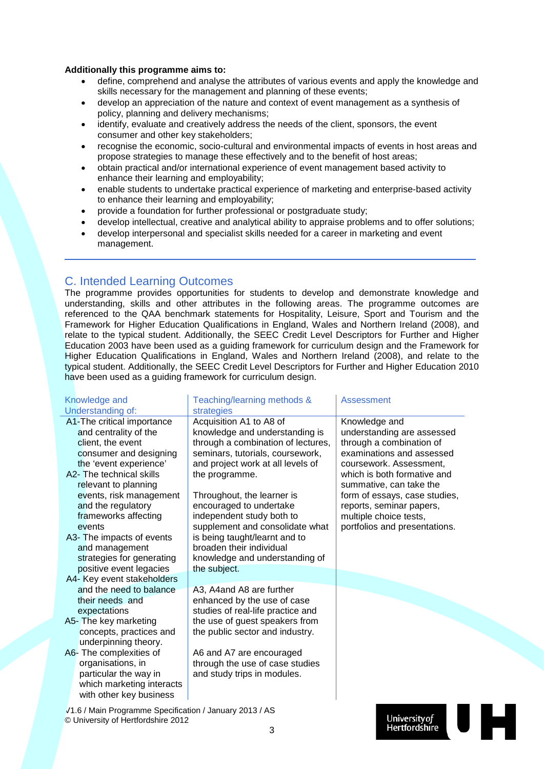**Additionally this programme aims to:**

- define, comprehend and analyse the attributes of various events and apply the knowledge and skills necessary for the management and planning of these events;
- develop an appreciation of the nature and context of event management as a synthesis of policy, planning and delivery mechanisms;
- identify, evaluate and creatively address the needs of the client, sponsors, the event consumer and other key stakeholders;
- recognise the economic, socio-cultural and environmental impacts of events in host areas and propose strategies to manage these effectively and to the benefit of host areas;
- obtain practical and/or international experience of event management based activity to enhance their learning and employability;
- enable students to undertake practical experience of marketing and enterprise-based activity to enhance their learning and employability;
- provide a foundation for further professional or postgraduate study;
- develop intellectual, creative and analytical ability to appraise problems and to offer solutions;
- develop interpersonal and specialist skills needed for a career in marketing and event management.

## C. Intended Learning Outcomes

The programme provides opportunities for students to develop and demonstrate knowledge and understanding, skills and other attributes in the following areas. The programme outcomes are referenced to the QAA benchmark statements for Hospitality, Leisure, Sport and Tourism and the Framework for Higher Education Qualifications in England, Wales and Northern Ireland (2008), and relate to the typical student. Additionally, the SEEC Credit Level Descriptors for Further and Higher Education 2003 have been used as a guiding framework for curriculum design and the Framework for Higher Education Qualifications in England, Wales and Northern Ireland (2008), and relate to the typical student. Additionally, the SEEC Credit Level Descriptors for Further and Higher Education 2010 have been used as a guiding framework for curriculum design.

| Knowledge and Understanding of: | Teaching/learning methods & strategies | Assessment |
|---|---|---|
| A1-The critical importance and centrality of the client, the event consumer and designing the 'event experience'<br>A2- The technical skills relevant to planning events, risk management and the regulatory frameworks affecting events<br>A3- The impacts of events and management strategies for generating positive event legacies<br>A4- Key event stakeholders and the need to balance their needs and expectations<br>A5- The key marketing concepts, practices and underpinning theory.<br>A6- The complexities of organisations, in particular the way in which marketing interacts with other key business | Acquisition A1 to A8 of knowledge and understanding is through a combination of lectures, seminars, tutorials, coursework, and project work at all levels of the programme.<br><br>Throughout, the learner is encouraged to undertake independent study both to supplement and consolidate what is being taught/learnt and to broaden their individual knowledge and understanding of the subject.<br><br>A3, A4and A8 are further enhanced by the use of case studies of real-life practice and the use of guest speakers from the public sector and industry.<br><br>A6 and A7 are encouraged through the use of case studies and study trips in modules. | Knowledge and understanding are assessed through a combination of examinations and assessed coursework. Assessment, which is both formative and summative, can take the form of essays, case studies, reports, seminar papers, multiple choice tests, portfolios and presentations. |

√1.6 / Main Programme Specification / January 2013 / AS
© University of Hertfordshire 2012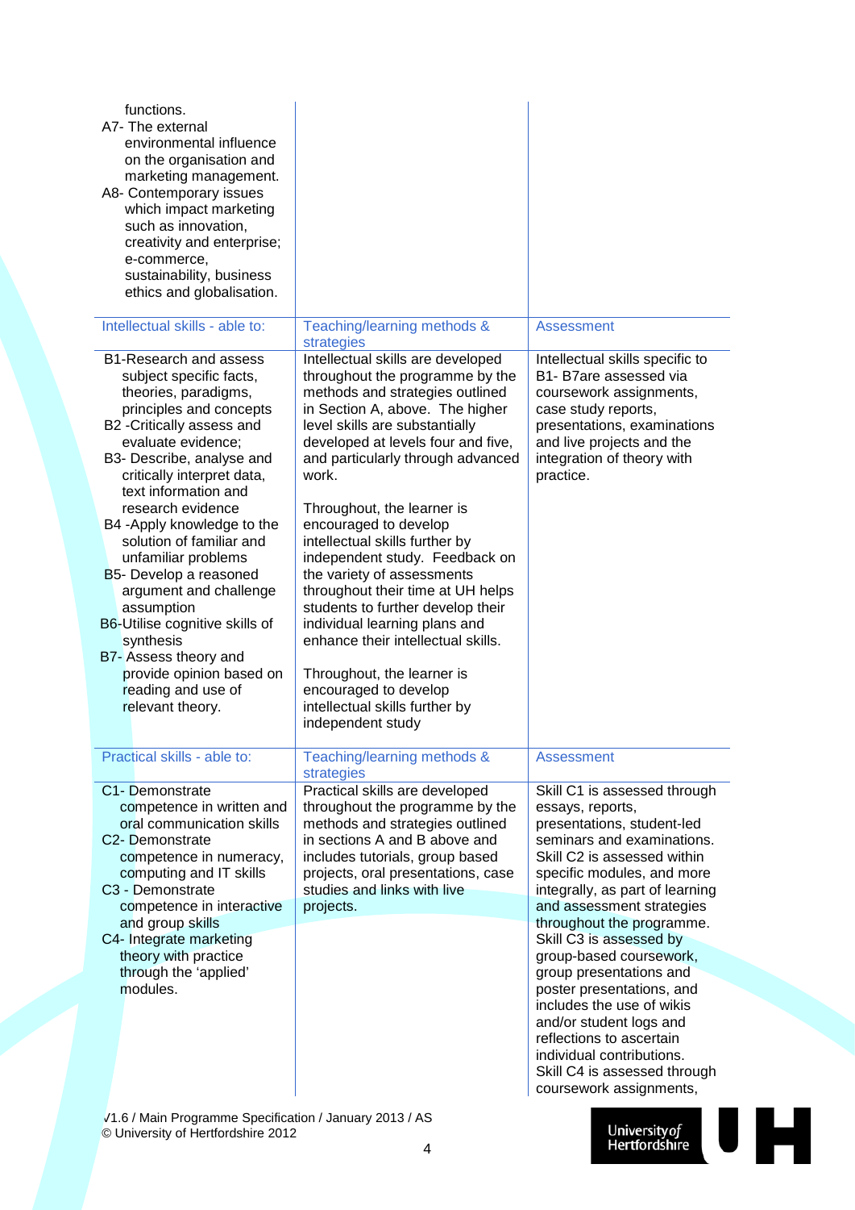| | | |
|---|---|---|
| functions.<br>A7- The external environmental influence on the organisation and marketing management.<br>A8- Contemporary issues which impact marketing such as innovation, creativity and enterprise; e-commerce, sustainability, business ethics and globalisation. | | |
| **Intellectual skills - able to:** | **Teaching/learning methods & strategies** | **Assessment** |
| B1-Research and assess subject specific facts, theories, paradigms, principles and concepts<br>B2 -Critically assess and evaluate evidence;<br>B3- Describe, analyse and critically interpret data, text information and research evidence<br>B4 -Apply knowledge to the solution of familiar and unfamiliar problems<br>B5- Develop a reasoned argument and challenge assumption<br>B6-Utilise cognitive skills of synthesis<br>B7- Assess theory and provide opinion based on reading and use of relevant theory. | Intellectual skills are developed throughout the programme by the methods and strategies outlined in Section A, above. The higher level skills are substantially developed at levels four and five, and particularly through advanced work.<br><br>Throughout, the learner is encouraged to develop intellectual skills further by independent study. Feedback on the variety of assessments throughout their time at UH helps students to further develop their individual learning plans and enhance their intellectual skills.<br><br>Throughout, the learner is encouraged to develop intellectual skills further by independent study | Intellectual skills specific to B1- B7are assessed via coursework assignments, case study reports, presentations, examinations and live projects and the integration of theory with practice. |
| **Practical skills - able to:** | **Teaching/learning methods & strategies** | **Assessment** |
| C1- Demonstrate competence in written and oral communication skills<br>C2- Demonstrate competence in numeracy, computing and IT skills<br>C3 - Demonstrate competence in interactive and group skills<br>C4- Integrate marketing theory with practice through the 'applied' modules. | Practical skills are developed throughout the programme by the methods and strategies outlined in sections A and B above and includes tutorials, group based projects, oral presentations, case studies and links with live projects. | Skill C1 is assessed through essays, reports, presentations, student-led seminars and examinations. Skill C2 is assessed within specific modules, and more integrally, as part of learning and assessment strategies throughout the programme. Skill C3 is assessed by group-based coursework, group presentations and poster presentations, and includes the use of wikis and/or student logs and reflections to ascertain individual contributions. Skill C4 is assessed through coursework assignments, |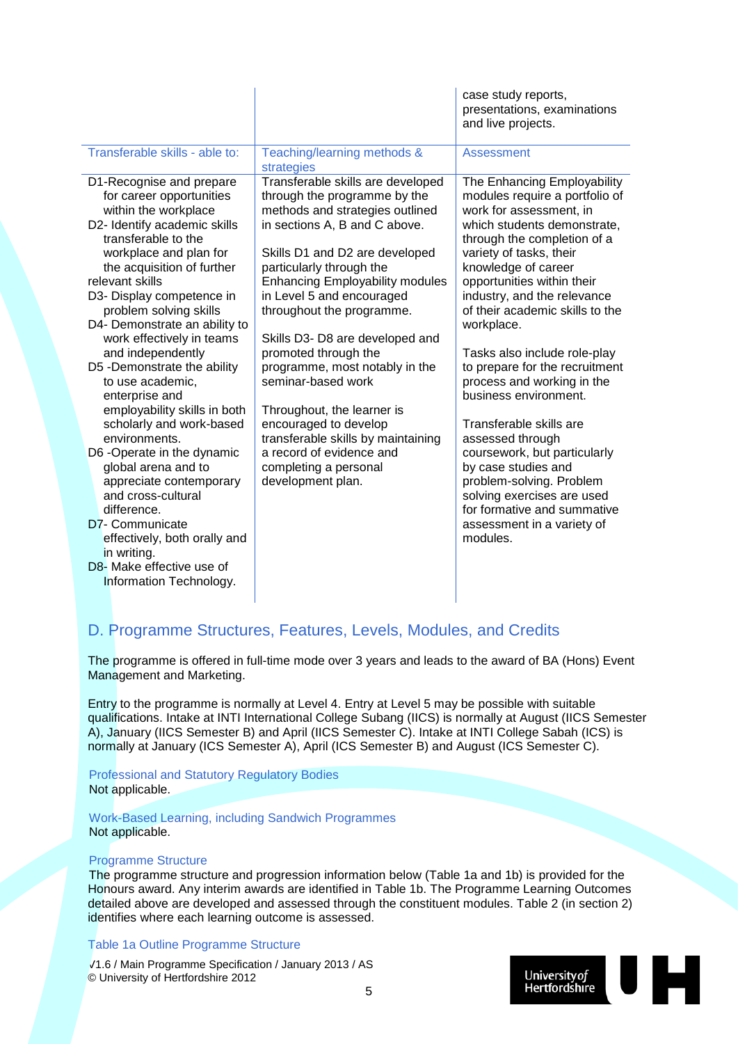| | | case study reports, presentations, examinations and live projects. |
|---|---|---|
| **Transferable skills - able to:** | **Teaching/learning methods & strategies** | **Assessment** |
| D1-Recognise and prepare for career opportunities within the workplace<br>D2- Identify academic skills transferable to the workplace and plan for the acquisition of further relevant skills<br>D3- Display competence in problem solving skills<br>D4- Demonstrate an ability to work effectively in teams and independently<br>D5 -Demonstrate the ability to use academic, enterprise and employability skills in both scholarly and work-based environments.<br>D6 -Operate in the dynamic global arena and to appreciate contemporary and cross-cultural difference.<br>D7- Communicate effectively, both orally and in writing.<br>D8- Make effective use of Information Technology. | Transferable skills are developed through the programme by the methods and strategies outlined in sections A, B and C above.<br><br>Skills D1 and D2 are developed particularly through the Enhancing Employability modules in Level 5 and encouraged throughout the programme.<br><br>Skills D3- D8 are developed and promoted through the programme, most notably in the seminar-based work<br><br>Throughout, the learner is encouraged to develop transferable skills by maintaining a record of evidence and completing a personal development plan. | The Enhancing Employability modules require a portfolio of work for assessment, in which students demonstrate, through the completion of a variety of tasks, their knowledge of career opportunities within their industry, and the relevance of their academic skills to the workplace.<br><br>Tasks also include role-play to prepare for the recruitment process and working in the business environment.<br><br>Transferable skills are assessed through coursework, but particularly by case studies and problem-solving. Problem solving exercises are used for formative and summative assessment in a variety of modules. |

## D. Programme Structures, Features, Levels, Modules, and Credits

The programme is offered in full-time mode over 3 years and leads to the award of BA (Hons) Event Management and Marketing.

Entry to the programme is normally at Level 4. Entry at Level 5 may be possible with suitable qualifications. Intake at INTI International College Subang (IICS) is normally at August (IICS Semester A), January (IICS Semester B) and April (IICS Semester C). Intake at INTI College Sabah (ICS) is normally at January (ICS Semester A), April (ICS Semester B) and August (ICS Semester C).

### Professional and Statutory Regulatory Bodies

Not applicable.

### Work-Based Learning, including Sandwich Programmes

Not applicable.

### Programme Structure

The programme structure and progression information below (Table 1a and 1b) is provided for the Honours award. Any interim awards are identified in Table 1b. The Programme Learning Outcomes detailed above are developed and assessed through the constituent modules. Table 2 (in section 2) identifies where each learning outcome is assessed.

### Table 1a Outline Programme Structure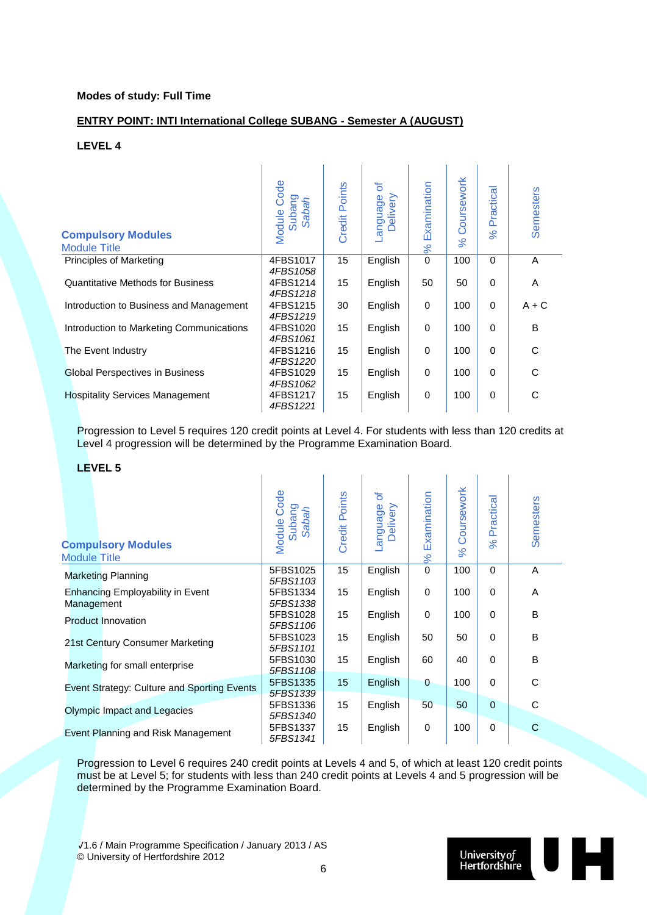**Modes of study: Full Time**

**ENTRY POINT: INTI International College SUBANG - Semester A (AUGUST)**

**LEVEL 4**

| **Compulsory Modules** Module Title | Module Code Subang *Sabah* | Credit Points | Language of Delivery | % Examination | % Coursework | % Practical | Semesters |
|---|---|---|---|---|---|---|---|
| Principles of Marketing | 4FBS1017 *4FBS1058* | 15 | English | 0 | 100 | 0 | A |
| Quantitative Methods for Business | 4FBS1214 *4FBS1218* | 15 | English | 50 | 50 | 0 | A |
| Introduction to Business and Management | 4FBS1215 *4FBS1219* | 30 | English | 0 | 100 | 0 | A + C |
| Introduction to Marketing Communications | 4FBS1020 *4FBS1061* | 15 | English | 0 | 100 | 0 | B |
| The Event Industry | 4FBS1216 *4FBS1220* | 15 | English | 0 | 100 | 0 | C |
| Global Perspectives in Business | 4FBS1029 *4FBS1062* | 15 | English | 0 | 100 | 0 | C |
| Hospitality Services Management | 4FBS1217 *4FBS1221* | 15 | English | 0 | 100 | 0 | C |

Progression to Level 5 requires 120 credit points at Level 4. For students with less than 120 credits at Level 4 progression will be determined by the Programme Examination Board.

**LEVEL 5**

| **Compulsory Modules** Module Title | Module Code Subang *Sabah* | Credit Points | Language of Delivery | % Examination | % Coursework | % Practical | Semesters |
|---|---|---|---|---|---|---|---|
| Marketing Planning | 5FBS1025 *5FBS1103* | 15 | English | 0 | 100 | 0 | A |
| Enhancing Employability in Event Management | 5FBS1334 *5FBS1338* | 15 | English | 0 | 100 | 0 | A |
| Product Innovation | 5FBS1028 *5FBS1106* | 15 | English | 0 | 100 | 0 | B |
| 21st Century Consumer Marketing | 5FBS1023 *5FBS1101* | 15 | English | 50 | 50 | 0 | B |
| Marketing for small enterprise | 5FBS1030 *5FBS1108* | 15 | English | 60 | 40 | 0 | B |
| Event Strategy: Culture and Sporting Events | 5FBS1335 *5FBS1339* | 15 | English | 0 | 100 | 0 | C |
| Olympic Impact and Legacies | 5FBS1336 *5FBS1340* | 15 | English | 50 | 50 | 0 | C |
| Event Planning and Risk Management | 5FBS1337 *5FBS1341* | 15 | English | 0 | 100 | 0 | C |

Progression to Level 6 requires 240 credit points at Levels 4 and 5, of which at least 120 credit points must be at Level 5; for students with less than 240 credit points at Levels 4 and 5 progression will be determined by the Programme Examination Board.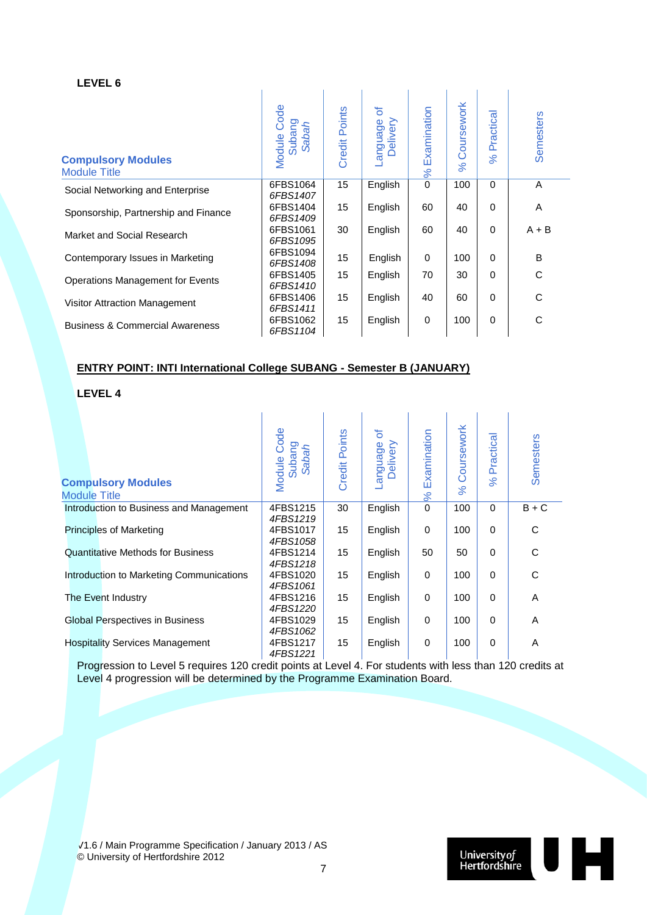**LEVEL 6**

| Compulsory Modules<br>Module Title | Module Code Subang *Sabah* | Credit Points | Language of Delivery | % Examination | % Coursework | % Practical | Semesters |
|---|---|---|---|---|---|---|---|
| Social Networking and Enterprise | 6FBS1064 *6FBS1407* | 15 | English | 0 | 100 | 0 | A |
| Sponsorship, Partnership and Finance | 6FBS1404 *6FBS1409* | 15 | English | 60 | 40 | 0 | A |
| Market and Social Research | 6FBS1061 *6FBS1095* | 30 | English | 60 | 40 | 0 | A + B |
| Contemporary Issues in Marketing | 6FBS1094 *6FBS1408* | 15 | English | 0 | 100 | 0 | B |
| Operations Management for Events | 6FBS1405 *6FBS1410* | 15 | English | 70 | 30 | 0 | C |
| Visitor Attraction Management | 6FBS1406 *6FBS1411* | 15 | English | 40 | 60 | 0 | C |
| Business & Commercial Awareness | 6FBS1062 *6FBS1104* | 15 | English | 0 | 100 | 0 | C |

**ENTRY POINT: INTI International College SUBANG - Semester B (JANUARY)**

**LEVEL 4**

| Compulsory Modules<br>Module Title | Module Code Subang *Sabah* | Credit Points | Language of Delivery | % Examination | % Coursework | % Practical | Semesters |
|---|---|---|---|---|---|---|---|
| Introduction to Business and Management | 4FBS1215 *4FBS1219* | 30 | English | 0 | 100 | 0 | B + C |
| Principles of Marketing | 4FBS1017 *4FBS1058* | 15 | English | 0 | 100 | 0 | C |
| Quantitative Methods for Business | 4FBS1214 *4FBS1218* | 15 | English | 50 | 50 | 0 | C |
| Introduction to Marketing Communications | 4FBS1020 *4FBS1061* | 15 | English | 0 | 100 | 0 | C |
| The Event Industry | 4FBS1216 *4FBS1220* | 15 | English | 0 | 100 | 0 | A |
| Global Perspectives in Business | 4FBS1029 *4FBS1062* | 15 | English | 0 | 100 | 0 | A |
| Hospitality Services Management | 4FBS1217 *4FBS1221* | 15 | English | 0 | 100 | 0 | A |

Progression to Level 5 requires 120 credit points at Level 4. For students with less than 120 credits at Level 4 progression will be determined by the Programme Examination Board.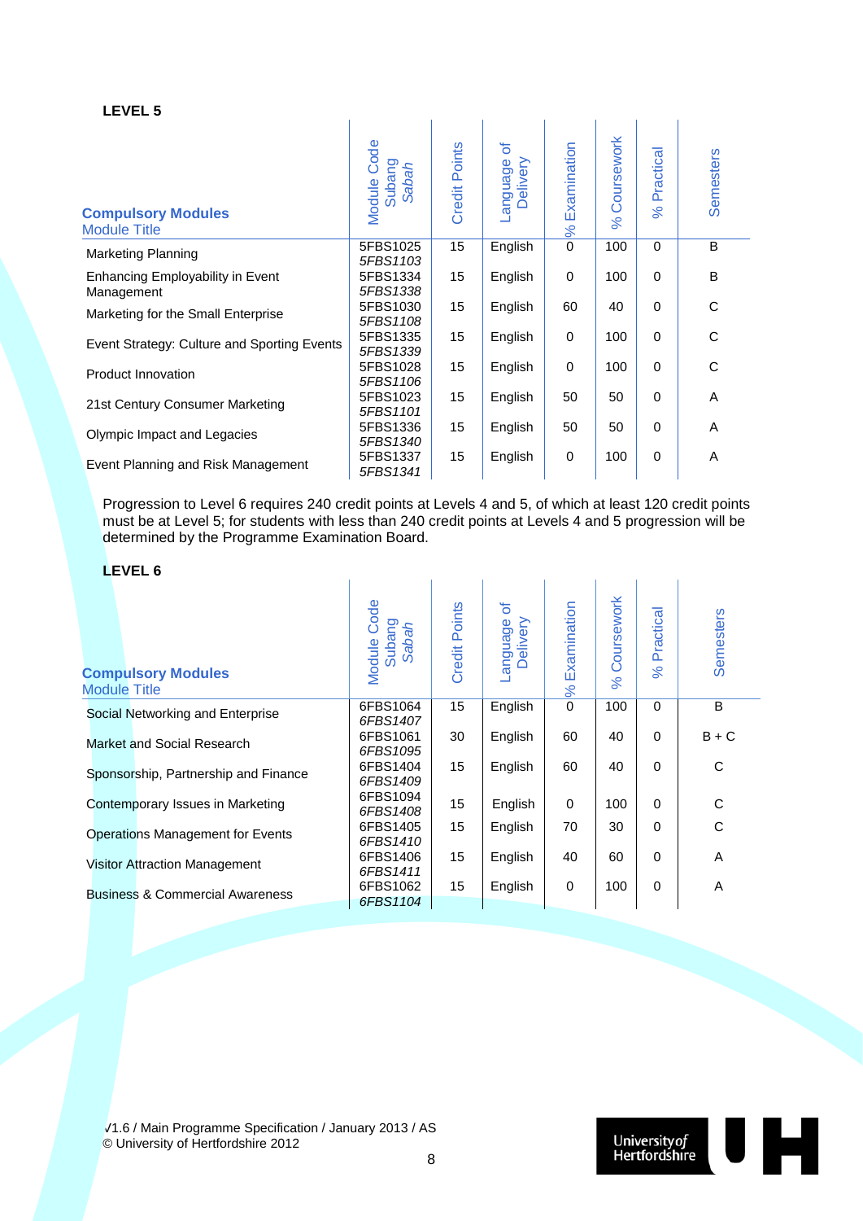**LEVEL 5**

| Compulsory Modules<br>Module Title | Module Code<br>Subang<br>*Sabah* | Credit Points | Language of Delivery | % Examination | % Coursework | % Practical | Semesters |
|---|---|---|---|---|---|---|---|
| Marketing Planning | 5FBS1025<br>*5FBS1103* | 15 | English | 0 | 100 | 0 | B |
| Enhancing Employability in Event Management | 5FBS1334<br>*5FBS1338* | 15 | English | 0 | 100 | 0 | B |
| Marketing for the Small Enterprise | 5FBS1030<br>*5FBS1108* | 15 | English | 60 | 40 | 0 | C |
| Event Strategy: Culture and Sporting Events | 5FBS1335<br>*5FBS1339* | 15 | English | 0 | 100 | 0 | C |
| Product Innovation | 5FBS1028<br>*5FBS1106* | 15 | English | 0 | 100 | 0 | C |
| 21st Century Consumer Marketing | 5FBS1023<br>*5FBS1101* | 15 | English | 50 | 50 | 0 | A |
| Olympic Impact and Legacies | 5FBS1336<br>*5FBS1340* | 15 | English | 50 | 50 | 0 | A |
| Event Planning and Risk Management | 5FBS1337<br>*5FBS1341* | 15 | English | 0 | 100 | 0 | A |

Progression to Level 6 requires 240 credit points at Levels 4 and 5, of which at least 120 credit points must be at Level 5; for students with less than 240 credit points at Levels 4 and 5 progression will be determined by the Programme Examination Board.

**LEVEL 6**

| Compulsory Modules<br>Module Title | Module Code<br>Subang<br>*Sabah* | Credit Points | Language of Delivery | % Examination | % Coursework | % Practical | Semesters |
|---|---|---|---|---|---|---|---|
| Social Networking and Enterprise | 6FBS1064<br>*6FBS1407* | 15 | English | 0 | 100 | 0 | B |
| Market and Social Research | 6FBS1061<br>*6FBS1095* | 30 | English | 60 | 40 | 0 | B + C |
| Sponsorship, Partnership and Finance | 6FBS1404<br>*6FBS1409* | 15 | English | 60 | 40 | 0 | C |
| Contemporary Issues in Marketing | 6FBS1094<br>*6FBS1408* | 15 | English | 0 | 100 | 0 | C |
| Operations Management for Events | 6FBS1405<br>*6FBS1410* | 15 | English | 70 | 30 | 0 | C |
| Visitor Attraction Management | 6FBS1406<br>*6FBS1411* | 15 | English | 40 | 60 | 0 | A |
| Business & Commercial Awareness | 6FBS1062<br>*6FBS1104* | 15 | English | 0 | 100 | 0 | A |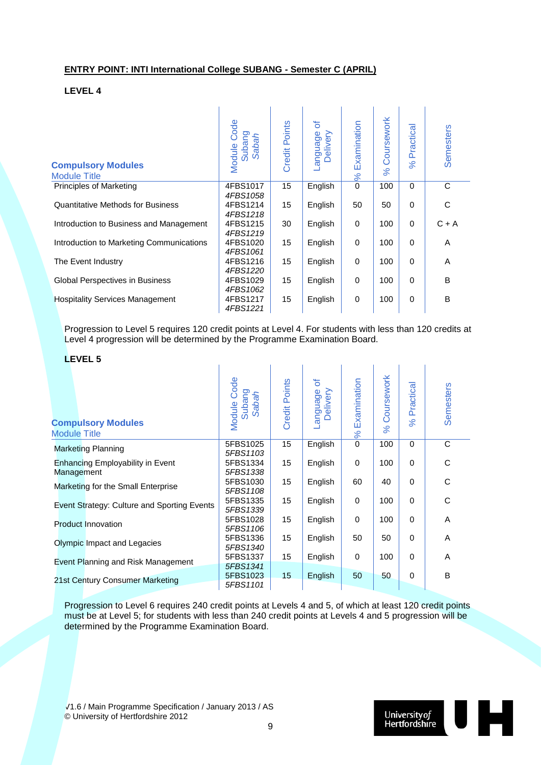**ENTRY POINT: INTI International College SUBANG - Semester C (APRIL)**

**LEVEL 4**

| **Compulsory Modules** Module Title | Module Code Subang *Sabah* | Credit Points | Language of Delivery | % Examination | % Coursework | % Practical | Semesters |
|---|---|---|---|---|---|---|---|
| Principles of Marketing | 4FBS1017 *4FBS1058* | 15 | English | 0 | 100 | 0 | C |
| Quantitative Methods for Business | 4FBS1214 *4FBS1218* | 15 | English | 50 | 50 | 0 | C |
| Introduction to Business and Management | 4FBS1215 *4FBS1219* | 30 | English | 0 | 100 | 0 | C + A |
| Introduction to Marketing Communications | 4FBS1020 *4FBS1061* | 15 | English | 0 | 100 | 0 | A |
| The Event Industry | 4FBS1216 *4FBS1220* | 15 | English | 0 | 100 | 0 | A |
| Global Perspectives in Business | 4FBS1029 *4FBS1062* | 15 | English | 0 | 100 | 0 | B |
| Hospitality Services Management | 4FBS1217 *4FBS1221* | 15 | English | 0 | 100 | 0 | B |

Progression to Level 5 requires 120 credit points at Level 4. For students with less than 120 credits at Level 4 progression will be determined by the Programme Examination Board.

**LEVEL 5**

| **Compulsory Modules** Module Title | Module Code Subang *Sabah* | Credit Points | Language of Delivery | % Examination | % Coursework | % Practical | Semesters |
|---|---|---|---|---|---|---|---|
| Marketing Planning | 5FBS1025 *5FBS1103* | 15 | English | 0 | 100 | 0 | C |
| Enhancing Employability in Event Management | 5FBS1334 *5FBS1338* | 15 | English | 0 | 100 | 0 | C |
| Marketing for the Small Enterprise | 5FBS1030 *5FBS1108* | 15 | English | 60 | 40 | 0 | C |
| Event Strategy: Culture and Sporting Events | 5FBS1335 *5FBS1339* | 15 | English | 0 | 100 | 0 | C |
| Product Innovation | 5FBS1028 *5FBS1106* | 15 | English | 0 | 100 | 0 | A |
| Olympic Impact and Legacies | 5FBS1336 *5FBS1340* | 15 | English | 50 | 50 | 0 | A |
| Event Planning and Risk Management | 5FBS1337 *5FBS1341* | 15 | English | 0 | 100 | 0 | A |
| 21st Century Consumer Marketing | 5FBS1023 *5FBS1101* | 15 | English | 50 | 50 | 0 | B |

Progression to Level 6 requires 240 credit points at Levels 4 and 5, of which at least 120 credit points must be at Level 5; for students with less than 240 credit points at Levels 4 and 5 progression will be determined by the Programme Examination Board.

√1.6 / Main Programme Specification / January 2013 / AS
© University of Hertfordshire 2012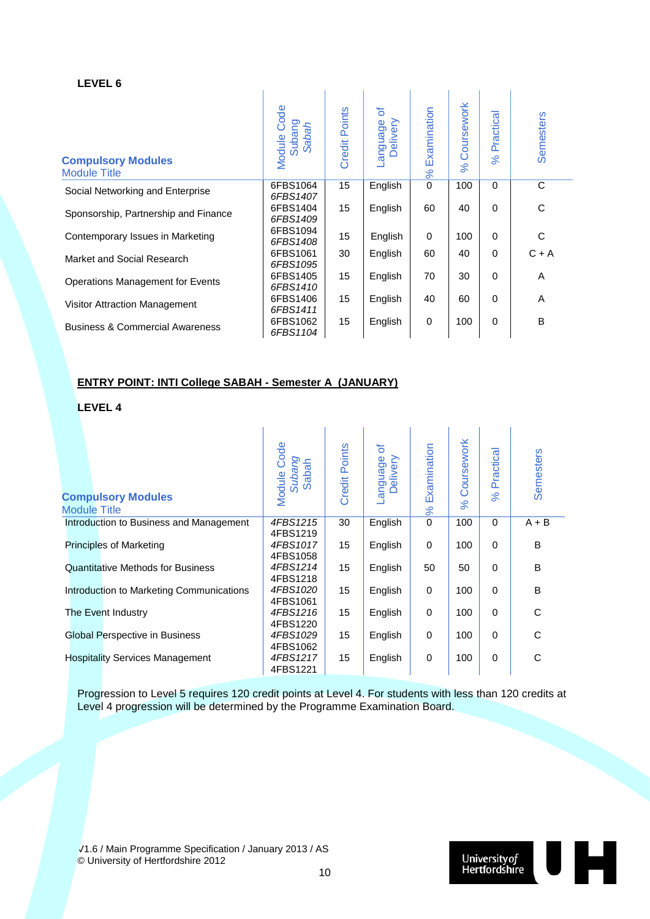**LEVEL 6**

| **Compulsory Modules** Module Title | Module Code Subang *Sabah* | Credit Points | Language of Delivery | % Examination | % Coursework | % Practical | Semesters |
|---|---|---|---|---|---|---|---|
| Social Networking and Enterprise | 6FBS1064 *6FBS1407* | 15 | English | 0 | 100 | 0 | C |
| Sponsorship, Partnership and Finance | 6FBS1404 *6FBS1409* | 15 | English | 60 | 40 | 0 | C |
| Contemporary Issues in Marketing | 6FBS1094 *6FBS1408* | 15 | English | 0 | 100 | 0 | C |
| Market and Social Research | 6FBS1061 *6FBS1095* | 30 | English | 60 | 40 | 0 | C + A |
| Operations Management for Events | 6FBS1405 *6FBS1410* | 15 | English | 70 | 30 | 0 | A |
| Visitor Attraction Management | 6FBS1406 *6FBS1411* | 15 | English | 40 | 60 | 0 | A |
| Business & Commercial Awareness | 6FBS1062 *6FBS1104* | 15 | English | 0 | 100 | 0 | B |

**ENTRY POINT: INTI College SABAH - Semester A (JANUARY)**

**LEVEL 4**

| **Compulsory Modules** Module Title | Module Code *Subang* Sabah | Credit Points | Language of Delivery | % Examination | % Coursework | % Practical | Semesters |
|---|---|---|---|---|---|---|---|
| Introduction to Business and Management | *4FBS1215* 4FBS1219 | 30 | English | 0 | 100 | 0 | A + B |
| Principles of Marketing | *4FBS1017* 4FBS1058 | 15 | English | 0 | 100 | 0 | B |
| Quantitative Methods for Business | *4FBS1214* 4FBS1218 | 15 | English | 50 | 50 | 0 | B |
| Introduction to Marketing Communications | *4FBS1020* 4FBS1061 | 15 | English | 0 | 100 | 0 | B |
| The Event Industry | *4FBS1216* 4FBS1220 | 15 | English | 0 | 100 | 0 | C |
| Global Perspective in Business | *4FBS1029* 4FBS1062 | 15 | English | 0 | 100 | 0 | C |
| Hospitality Services Management | *4FBS1217* 4FBS1221 | 15 | English | 0 | 100 | 0 | C |

Progression to Level 5 requires 120 credit points at Level 4. For students with less than 120 credits at Level 4 progression will be determined by the Programme Examination Board.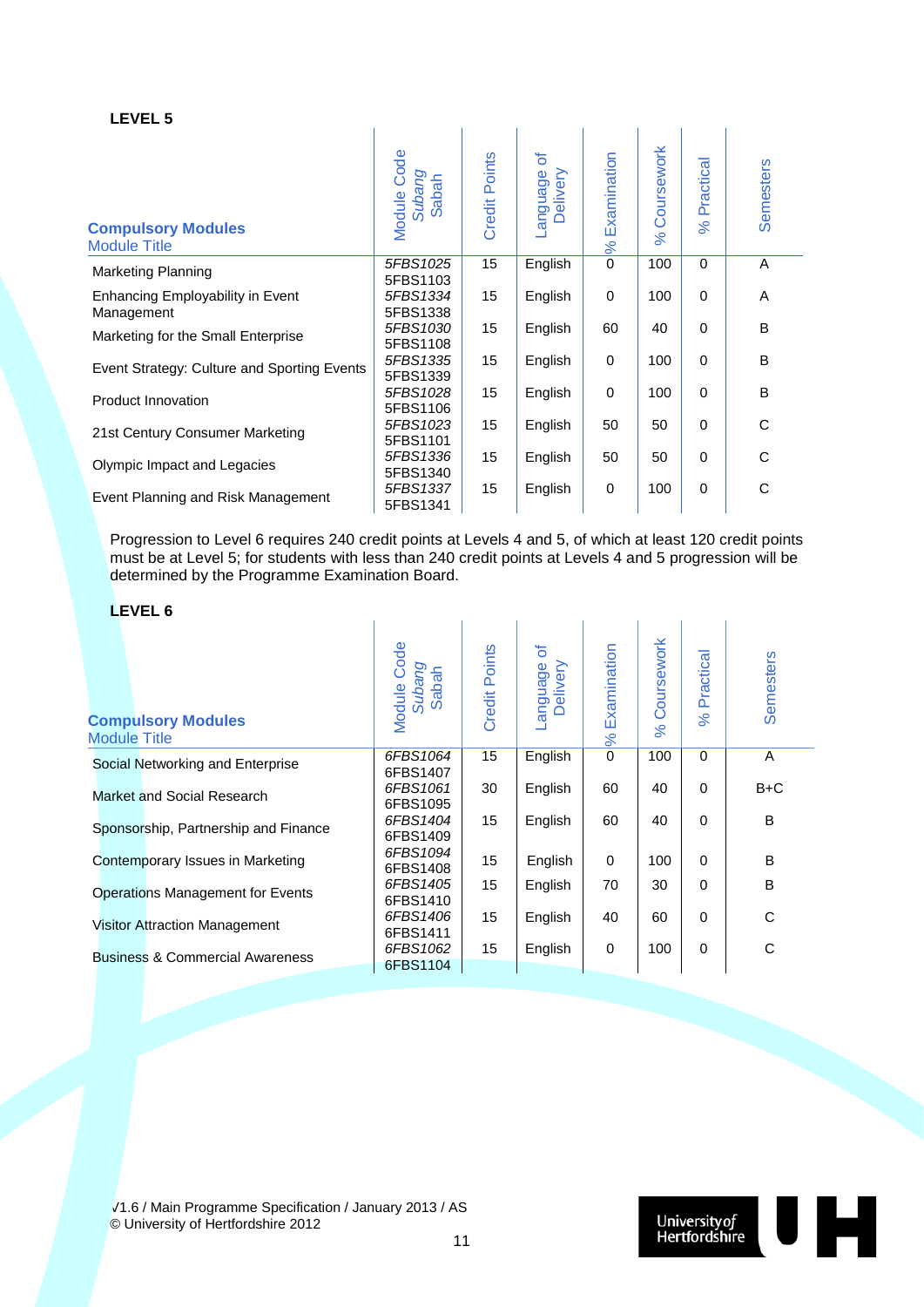**LEVEL 5**

| Compulsory Modules<br>Module Title | Module Code<br>*Subang*<br>Sabah | Credit Points | Language of Delivery | % Examination | % Coursework | % Practical | Semesters |
|---|---|---|---|---|---|---|---|
| Marketing Planning | *5FBS1025*<br>5FBS1103 | 15 | English | 0 | 100 | 0 | A |
| Enhancing Employability in Event Management | *5FBS1334*<br>5FBS1338 | 15 | English | 0 | 100 | 0 | A |
| Marketing for the Small Enterprise | *5FBS1030*<br>5FBS1108 | 15 | English | 60 | 40 | 0 | B |
| Event Strategy: Culture and Sporting Events | *5FBS1335*<br>5FBS1339 | 15 | English | 0 | 100 | 0 | B |
| Product Innovation | *5FBS1028*<br>5FBS1106 | 15 | English | 0 | 100 | 0 | B |
| 21st Century Consumer Marketing | *5FBS1023*<br>5FBS1101 | 15 | English | 50 | 50 | 0 | C |
| Olympic Impact and Legacies | *5FBS1336*<br>5FBS1340 | 15 | English | 50 | 50 | 0 | C |
| Event Planning and Risk Management | *5FBS1337*<br>5FBS1341 | 15 | English | 0 | 100 | 0 | C |

Progression to Level 6 requires 240 credit points at Levels 4 and 5, of which at least 120 credit points must be at Level 5; for students with less than 240 credit points at Levels 4 and 5 progression will be determined by the Programme Examination Board.

**LEVEL 6**

| Compulsory Modules<br>Module Title | Module Code<br>*Subang*<br>Sabah | Credit Points | Language of Delivery | % Examination | % Coursework | % Practical | Semesters |
|---|---|---|---|---|---|---|---|
| Social Networking and Enterprise | *6FBS1064*<br>6FBS1407 | 15 | English | 0 | 100 | 0 | A |
| Market and Social Research | *6FBS1061*<br>6FBS1095 | 30 | English | 60 | 40 | 0 | B+C |
| Sponsorship, Partnership and Finance | *6FBS1404*<br>6FBS1409 | 15 | English | 60 | 40 | 0 | B |
| Contemporary Issues in Marketing | *6FBS1094*<br>6FBS1408 | 15 | English | 0 | 100 | 0 | B |
| Operations Management for Events | *6FBS1405*<br>6FBS1410 | 15 | English | 70 | 30 | 0 | B |
| Visitor Attraction Management | *6FBS1406*<br>6FBS1411 | 15 | English | 40 | 60 | 0 | C |
| Business & Commercial Awareness | *6FBS1062*<br>6FBS1104 | 15 | English | 0 | 100 | 0 | C |

V1.6 / Main Programme Specification / January 2013 / AS
© University of Hertfordshire 2012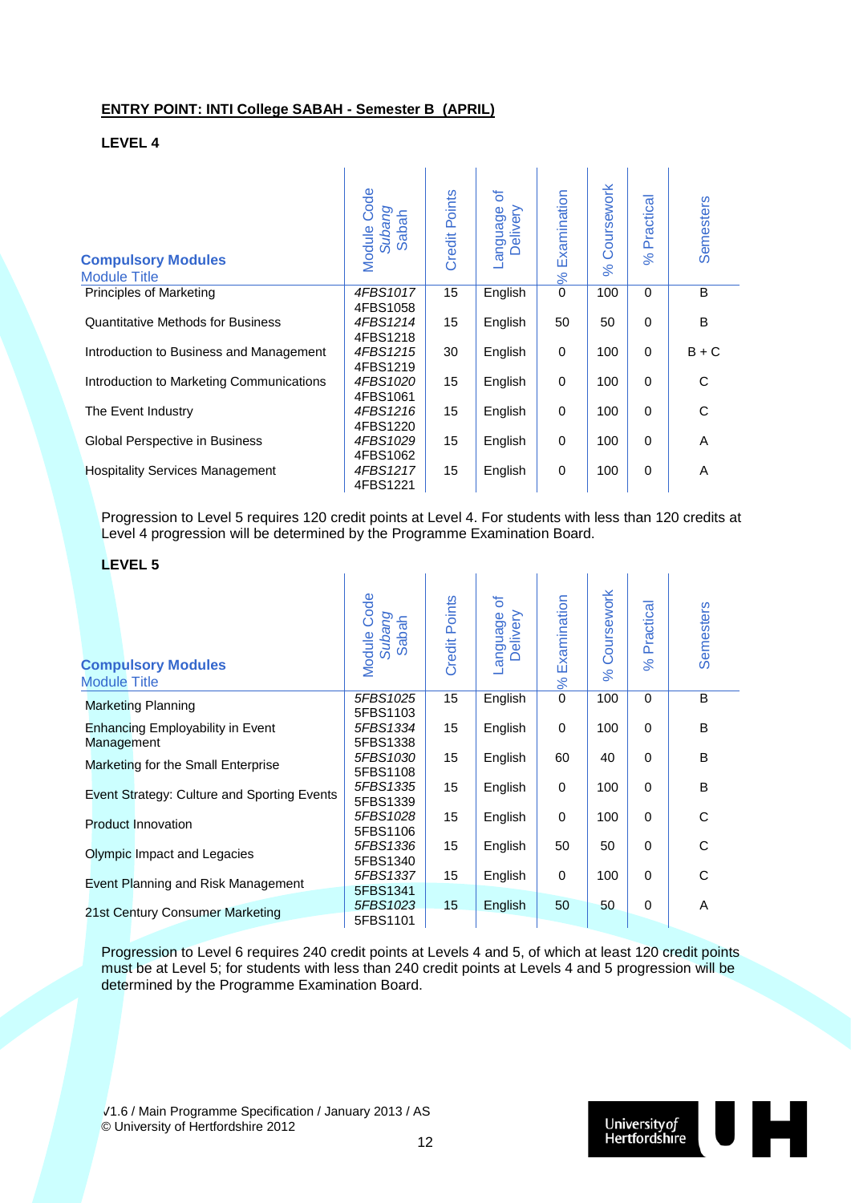**ENTRY POINT: INTI College SABAH - Semester B (APRIL)**

**LEVEL 4**

| **Compulsory Modules** Module Title | Module Code *Subang* Sabah | Credit Points | Language of Delivery | % Examination | % Coursework | % Practical | Semesters |
|---|---|---|---|---|---|---|---|
| Principles of Marketing | *4FBS1017* 4FBS1058 | 15 | English | 0 | 100 | 0 | B |
| Quantitative Methods for Business | *4FBS1214* 4FBS1218 | 15 | English | 50 | 50 | 0 | B |
| Introduction to Business and Management | *4FBS1215* 4FBS1219 | 30 | English | 0 | 100 | 0 | B + C |
| Introduction to Marketing Communications | *4FBS1020* 4FBS1061 | 15 | English | 0 | 100 | 0 | C |
| The Event Industry | *4FBS1216* 4FBS1220 | 15 | English | 0 | 100 | 0 | C |
| Global Perspective in Business | *4FBS1029* 4FBS1062 | 15 | English | 0 | 100 | 0 | A |
| Hospitality Services Management | *4FBS1217* 4FBS1221 | 15 | English | 0 | 100 | 0 | A |

Progression to Level 5 requires 120 credit points at Level 4. For students with less than 120 credits at Level 4 progression will be determined by the Programme Examination Board.

**LEVEL 5**

| **Compulsory Modules** Module Title | Module Code *Subang* Sabah | Credit Points | Language of Delivery | % Examination | % Coursework | % Practical | Semesters |
|---|---|---|---|---|---|---|---|
| Marketing Planning | *5FBS1025* 5FBS1103 | 15 | English | 0 | 100 | 0 | B |
| Enhancing Employability in Event Management | *5FBS1334* 5FBS1338 | 15 | English | 0 | 100 | 0 | B |
| Marketing for the Small Enterprise | *5FBS1030* 5FBS1108 | 15 | English | 60 | 40 | 0 | B |
| Event Strategy: Culture and Sporting Events | *5FBS1335* 5FBS1339 | 15 | English | 0 | 100 | 0 | B |
| Product Innovation | *5FBS1028* 5FBS1106 | 15 | English | 0 | 100 | 0 | C |
| Olympic Impact and Legacies | *5FBS1336* 5FBS1340 | 15 | English | 50 | 50 | 0 | C |
| Event Planning and Risk Management | *5FBS1337* 5FBS1341 | 15 | English | 0 | 100 | 0 | C |
| 21st Century Consumer Marketing | *5FBS1023* 5FBS1101 | 15 | English | 50 | 50 | 0 | A |

Progression to Level 6 requires 240 credit points at Levels 4 and 5, of which at least 120 credit points must be at Level 5; for students with less than 240 credit points at Levels 4 and 5 progression will be determined by the Programme Examination Board.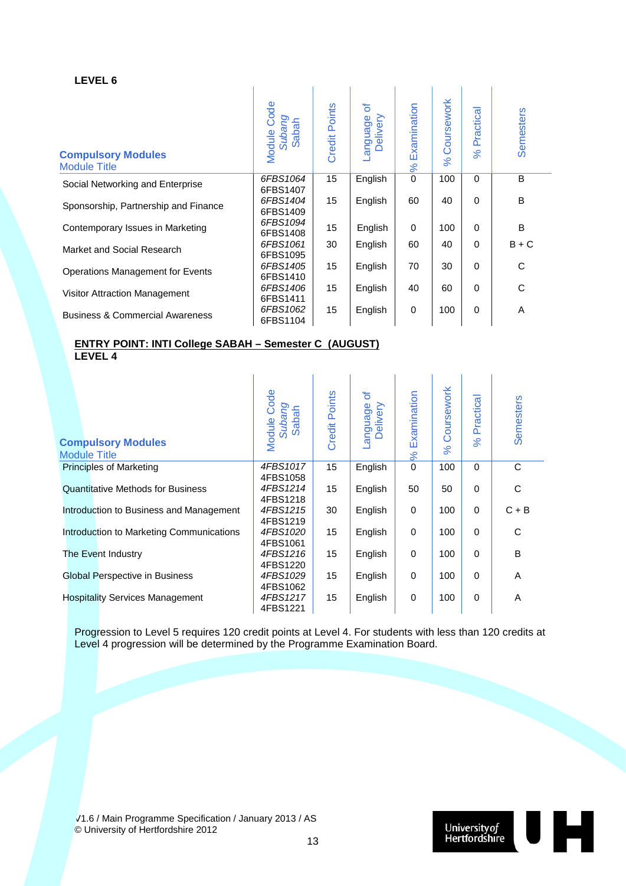**LEVEL 6**

| Compulsory Modules<br>Module Title | Module Code<br>*Subang*<br>Sabah | Credit Points | Language of Delivery | % Examination | % Coursework | % Practical | Semesters |
|---|---|---|---|---|---|---|---|
| Social Networking and Enterprise | *6FBS1064*<br>6FBS1407 | 15 | English | 0 | 100 | 0 | B |
| Sponsorship, Partnership and Finance | *6FBS1404*<br>6FBS1409 | 15 | English | 60 | 40 | 0 | B |
| Contemporary Issues in Marketing | *6FBS1094*<br>6FBS1408 | 15 | English | 0 | 100 | 0 | B |
| Market and Social Research | *6FBS1061*<br>6FBS1095 | 30 | English | 60 | 40 | 0 | B + C |
| Operations Management for Events | *6FBS1405*<br>6FBS1410 | 15 | English | 70 | 30 | 0 | C |
| Visitor Attraction Management | *6FBS1406*<br>6FBS1411 | 15 | English | 40 | 60 | 0 | C |
| Business & Commercial Awareness | *6FBS1062*<br>6FBS1104 | 15 | English | 0 | 100 | 0 | A |

**ENTRY POINT: INTI College SABAH – Semester C (AUGUST)**

**LEVEL 4**

| Compulsory Modules<br>Module Title | Module Code<br>*Subang*<br>Sabah | Credit Points | Language of Delivery | % Examination | % Coursework | % Practical | Semesters |
|---|---|---|---|---|---|---|---|
| Principles of Marketing | *4FBS1017*<br>4FBS1058 | 15 | English | 0 | 100 | 0 | C |
| Quantitative Methods for Business | *4FBS1214*<br>4FBS1218 | 15 | English | 50 | 50 | 0 | C |
| Introduction to Business and Management | *4FBS1215*<br>4FBS1219 | 30 | English | 0 | 100 | 0 | C + B |
| Introduction to Marketing Communications | *4FBS1020*<br>4FBS1061 | 15 | English | 0 | 100 | 0 | C |
| The Event Industry | *4FBS1216*<br>4FBS1220 | 15 | English | 0 | 100 | 0 | B |
| Global Perspective in Business | *4FBS1029*<br>4FBS1062 | 15 | English | 0 | 100 | 0 | A |
| Hospitality Services Management | *4FBS1217*<br>4FBS1221 | 15 | English | 0 | 100 | 0 | A |

Progression to Level 5 requires 120 credit points at Level 4. For students with less than 120 credits at Level 4 progression will be determined by the Programme Examination Board.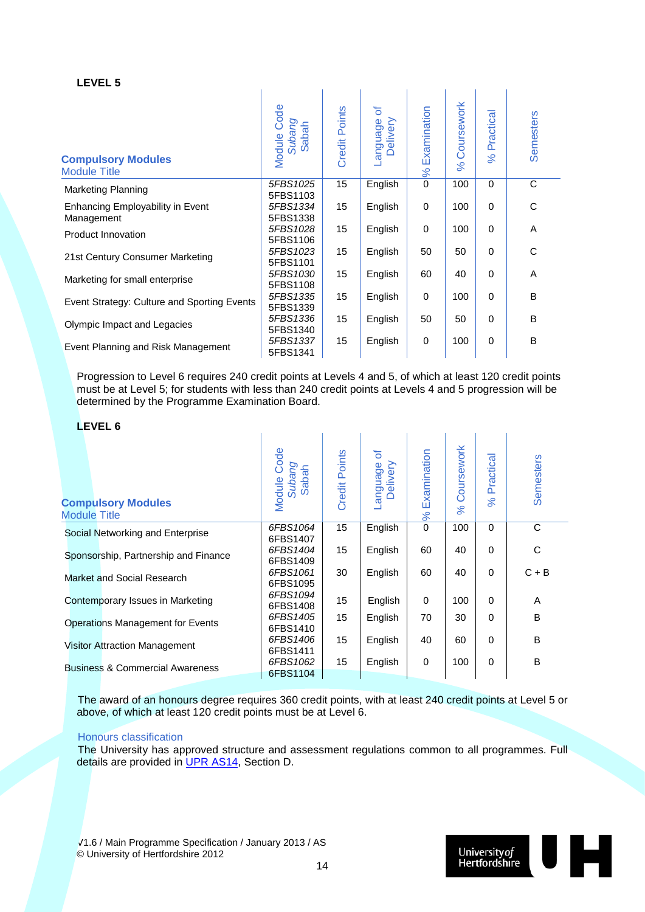**LEVEL 5**

| **Compulsory Modules** Module Title | Module Code *Subang* Sabah | Credit Points | Language of Delivery | % Examination | % Coursework | % Practical | Semesters |
|---|---|---|---|---|---|---|---|
| Marketing Planning | *5FBS1025* 5FBS1103 | 15 | English | 0 | 100 | 0 | C |
| Enhancing Employability in Event Management | *5FBS1334* 5FBS1338 | 15 | English | 0 | 100 | 0 | C |
| Product Innovation | *5FBS1028* 5FBS1106 | 15 | English | 0 | 100 | 0 | A |
| 21st Century Consumer Marketing | *5FBS1023* 5FBS1101 | 15 | English | 50 | 50 | 0 | C |
| Marketing for small enterprise | *5FBS1030* 5FBS1108 | 15 | English | 60 | 40 | 0 | A |
| Event Strategy: Culture and Sporting Events | *5FBS1335* 5FBS1339 | 15 | English | 0 | 100 | 0 | B |
| Olympic Impact and Legacies | *5FBS1336* 5FBS1340 | 15 | English | 50 | 50 | 0 | B |
| Event Planning and Risk Management | *5FBS1337* 5FBS1341 | 15 | English | 0 | 100 | 0 | B |

Progression to Level 6 requires 240 credit points at Levels 4 and 5, of which at least 120 credit points must be at Level 5; for students with less than 240 credit points at Levels 4 and 5 progression will be determined by the Programme Examination Board.

**LEVEL 6**

| **Compulsory Modules** Module Title | Module Code *Subang* Sabah | Credit Points | Language of Delivery | % Examination | % Coursework | % Practical | Semesters |
|---|---|---|---|---|---|---|---|
| Social Networking and Enterprise | *6FBS1064* 6FBS1407 | 15 | English | 0 | 100 | 0 | C |
| Sponsorship, Partnership and Finance | *6FBS1404* 6FBS1409 | 15 | English | 60 | 40 | 0 | C |
| Market and Social Research | *6FBS1061* 6FBS1095 | 30 | English | 60 | 40 | 0 | C + B |
| Contemporary Issues in Marketing | *6FBS1094* 6FBS1408 | 15 | English | 0 | 100 | 0 | A |
| Operations Management for Events | *6FBS1405* 6FBS1410 | 15 | English | 70 | 30 | 0 | B |
| Visitor Attraction Management | *6FBS1406* 6FBS1411 | 15 | English | 40 | 60 | 0 | B |
| Business & Commercial Awareness | *6FBS1062* 6FBS1104 | 15 | English | 0 | 100 | 0 | B |

The award of an honours degree requires 360 credit points, with at least 240 credit points at Level 5 or above, of which at least 120 credit points must be at Level 6.

### Honours classification

The University has approved structure and assessment regulations common to all programmes. Full details are provided in UPR AS14, Section D.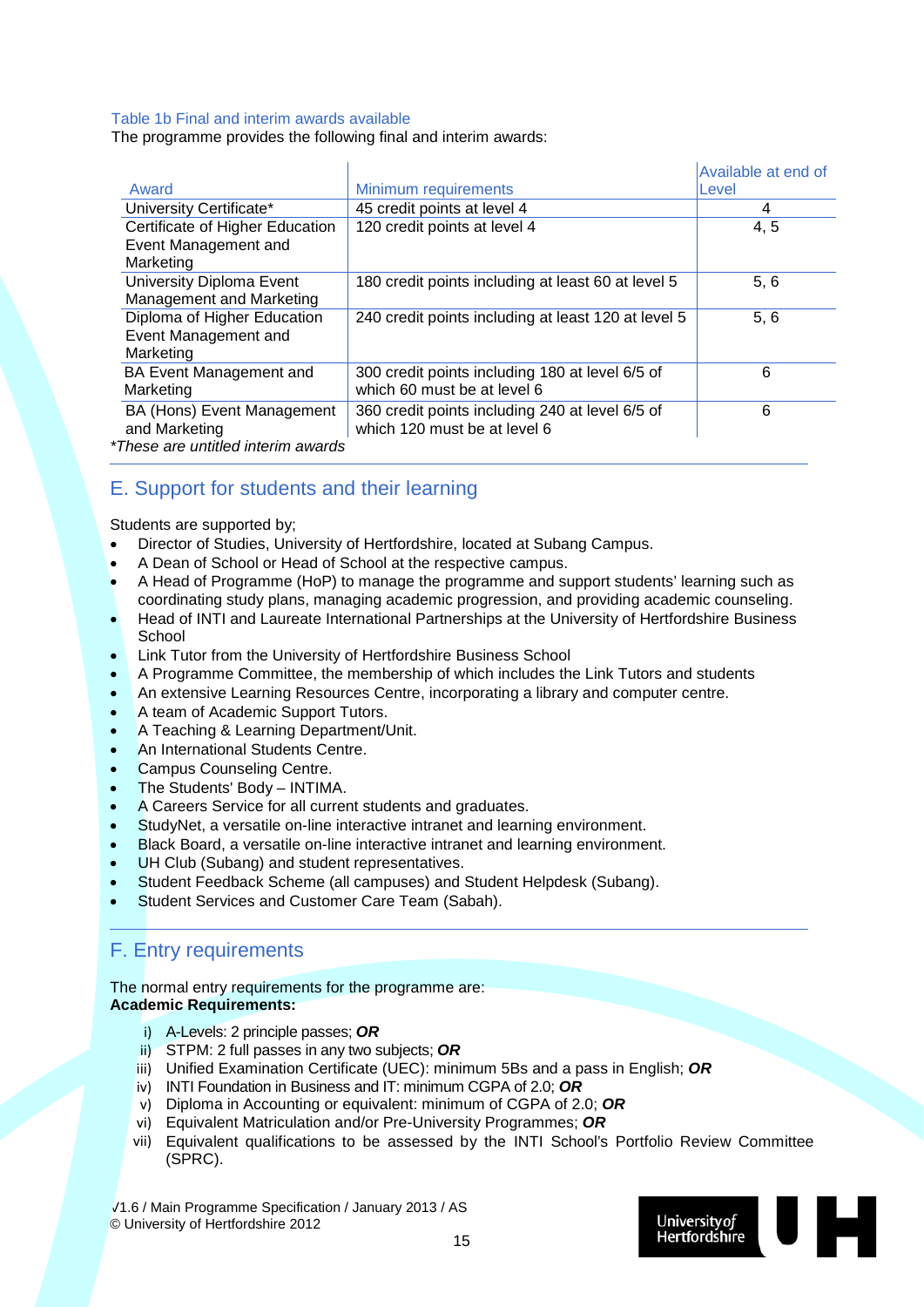Table 1b Final and interim awards available

The programme provides the following final and interim awards:

| Award | Minimum requirements | Available at end of Level |
|---|---|---|
| University Certificate* | 45 credit points at level 4 | 4 |
| Certificate of Higher Education Event Management and Marketing | 120 credit points at level 4 | 4, 5 |
| University Diploma Event Management and Marketing | 180 credit points including at least 60 at level 5 | 5, 6 |
| Diploma of Higher Education Event Management and Marketing | 240 credit points including at least 120 at level 5 | 5, 6 |
| BA Event Management and Marketing | 300 credit points including 180 at level 6/5 of which 60 must be at level 6 | 6 |
| BA (Hons) Event Management and Marketing | 360 credit points including 240 at level 6/5 of which 120 must be at level 6 | 6 |

*These are untitled interim awards*

## E. Support for students and their learning

Students are supported by;

- Director of Studies, University of Hertfordshire, located at Subang Campus.
- A Dean of School or Head of School at the respective campus.
- A Head of Programme (HoP) to manage the programme and support students' learning such as coordinating study plans, managing academic progression, and providing academic counseling.
- Head of INTI and Laureate International Partnerships at the University of Hertfordshire Business School
- Link Tutor from the University of Hertfordshire Business School
- A Programme Committee, the membership of which includes the Link Tutors and students
- An extensive Learning Resources Centre, incorporating a library and computer centre.
- A team of Academic Support Tutors.
- A Teaching & Learning Department/Unit.
- An International Students Centre.
- Campus Counseling Centre.
- The Students' Body – INTIMA.
- A Careers Service for all current students and graduates.
- StudyNet, a versatile on-line interactive intranet and learning environment.
- Black Board, a versatile on-line interactive intranet and learning environment.
- UH Club (Subang) and student representatives.
- Student Feedback Scheme (all campuses) and Student Helpdesk (Subang).
- Student Services and Customer Care Team (Sabah).

## F. Entry requirements

The normal entry requirements for the programme are:
**Academic Requirements:**

i) A-Levels: 2 principle passes; ***OR***
ii) STPM: 2 full passes in any two subjects; ***OR***
iii) Unified Examination Certificate (UEC): minimum 5Bs and a pass in English; ***OR***
iv) INTI Foundation in Business and IT: minimum CGPA of 2.0; ***OR***
v) Diploma in Accounting or equivalent: minimum of CGPA of 2.0; ***OR***
vi) Equivalent Matriculation and/or Pre-University Programmes; ***OR***
vii) Equivalent qualifications to be assessed by the INTI School's Portfolio Review Committee (SPRC).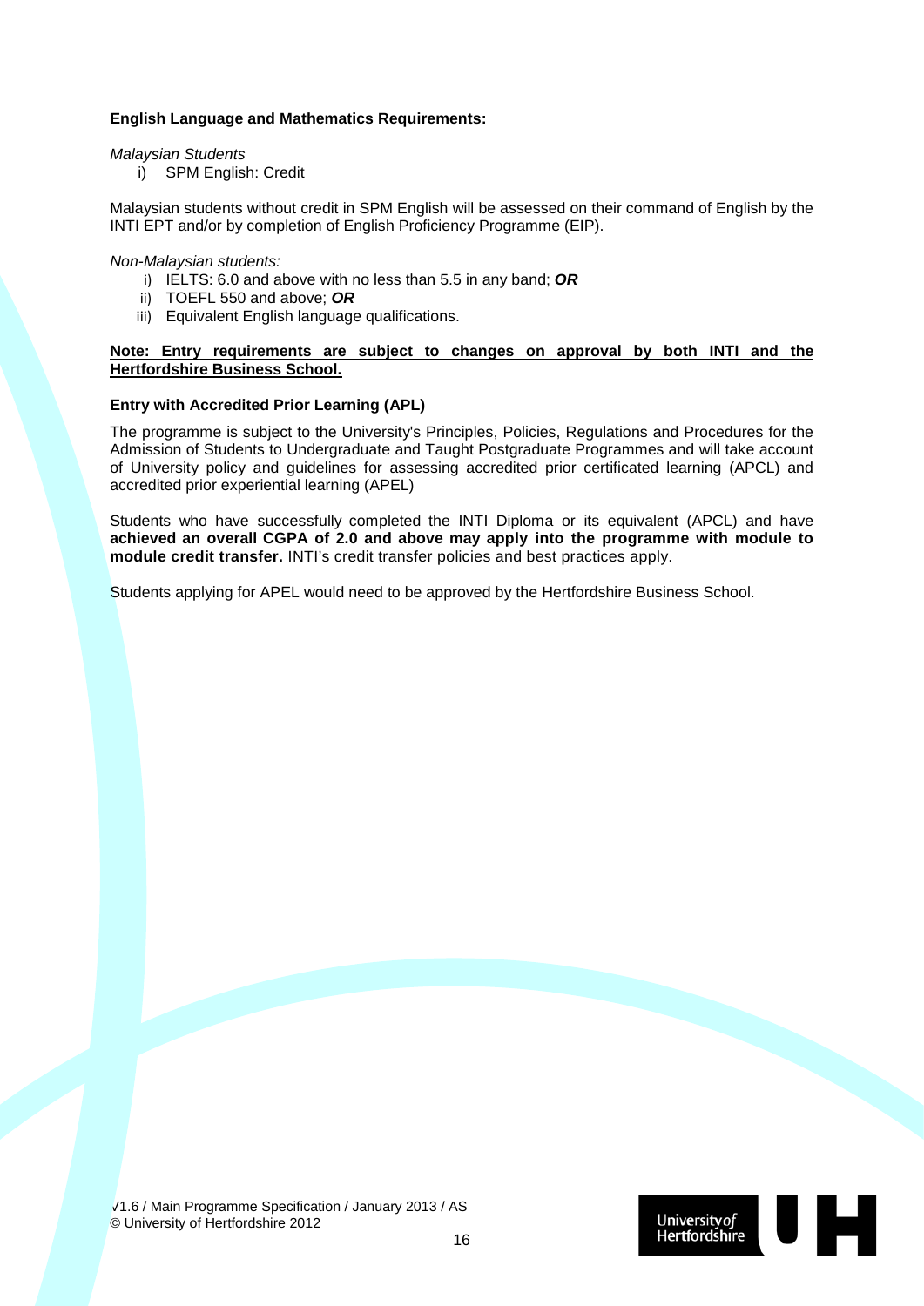**English Language and Mathematics Requirements:**

*Malaysian Students*

i) SPM English: Credit

Malaysian students without credit in SPM English will be assessed on their command of English by the INTI EPT and/or by completion of English Proficiency Programme (EIP).

*Non-Malaysian students:*

i) IELTS: 6.0 and above with no less than 5.5 in any band; ***OR***
ii) TOEFL 550 and above; ***OR***
iii) Equivalent English language qualifications.

**<u>Note: Entry requirements are subject to changes on approval by both INTI and the Hertfordshire Business School.</u>**

**Entry with Accredited Prior Learning (APL)**

The programme is subject to the University's Principles, Policies, Regulations and Procedures for the Admission of Students to Undergraduate and Taught Postgraduate Programmes and will take account of University policy and guidelines for assessing accredited prior certificated learning (APCL) and accredited prior experiential learning (APEL)

Students who have successfully completed the INTI Diploma or its equivalent (APCL) and have **achieved an overall CGPA of 2.0 and above may apply into the programme with module to module credit transfer.** INTI's credit transfer policies and best practices apply.

Students applying for APEL would need to be approved by the Hertfordshire Business School.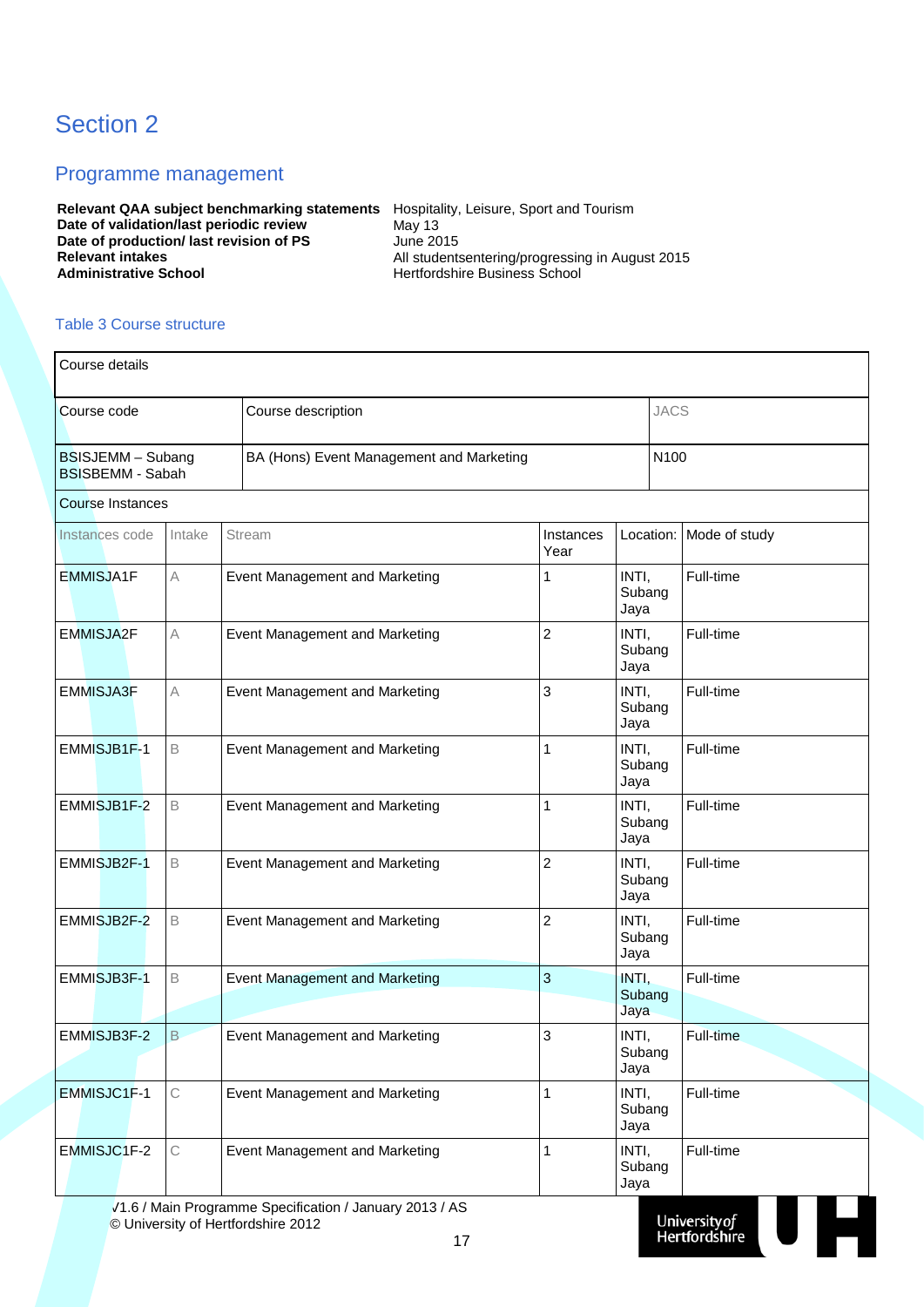# Section 2

## Programme management

| | |
|---|---|
| **Relevant QAA subject benchmarking statements** | Hospitality, Leisure, Sport and Tourism |
| **Date of validation/last periodic review** | May 13 |
| **Date of production/ last revision of PS** | June 2015 |
| **Relevant intakes** | All studentsentering/progressing in August 2015 |
| **Administrative School** | Hertfordshire Business School |

### Table 3 Course structure

| Course details | | | | | |
|---|---|---|---|---|---|
| Course code | Course description | | | JACS | |
| BSISJEMM – Subang<br>BSISBEMM - Sabah | BA (Hons) Event Management and Marketing | | | N100 | |

| Course Instances | | | | | |
|---|---|---|---|---|---|
| Instances code | Intake | Stream | Instances Year | Location: | Mode of study |
| EMMISJA1F | A | Event Management and Marketing | 1 | INTI, Subang Jaya | Full-time |
| EMMISJA2F | A | Event Management and Marketing | 2 | INTI, Subang Jaya | Full-time |
| EMMISJA3F | A | Event Management and Marketing | 3 | INTI, Subang Jaya | Full-time |
| EMMISJB1F-1 | B | Event Management and Marketing | 1 | INTI, Subang Jaya | Full-time |
| EMMISJB1F-2 | B | Event Management and Marketing | 1 | INTI, Subang Jaya | Full-time |
| EMMISJB2F-1 | B | Event Management and Marketing | 2 | INTI, Subang Jaya | Full-time |
| EMMISJB2F-2 | B | Event Management and Marketing | 2 | INTI, Subang Jaya | Full-time |
| EMMISJB3F-1 | B | Event Management and Marketing | 3 | INTI, Subang Jaya | Full-time |
| EMMISJB3F-2 | B | Event Management and Marketing | 3 | INTI, Subang Jaya | Full-time |
| EMMISJC1F-1 | C | Event Management and Marketing | 1 | INTI, Subang Jaya | Full-time |
| EMMISJC1F-2 | C | Event Management and Marketing | 1 | INTI, Subang Jaya | Full-time |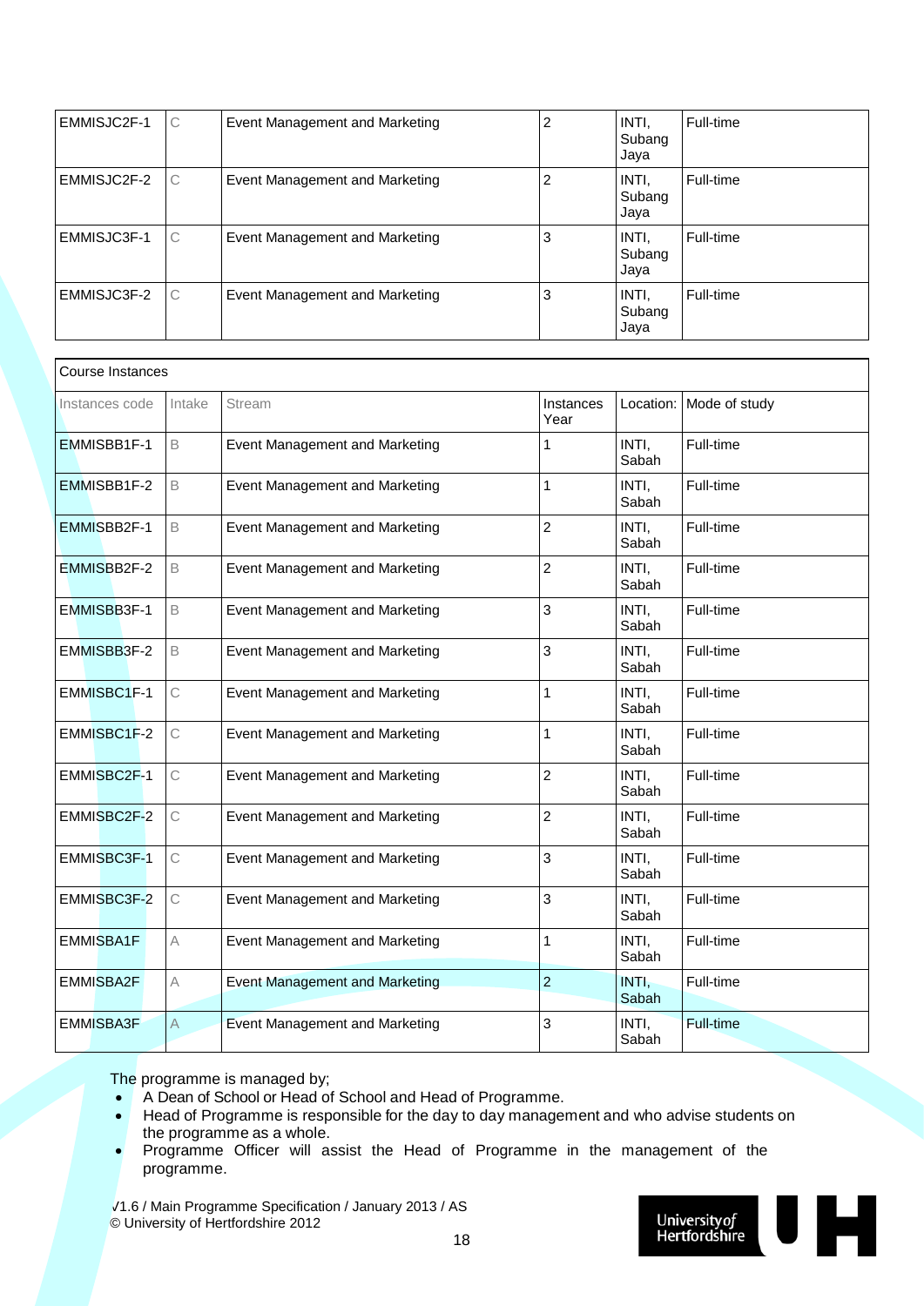| EMMISJC2F-1 | C | Event Management and Marketing | 2 | INTI, Subang Jaya | Full-time |
|---|---|---|---|---|---|
| EMMISJC2F-2 | C | Event Management and Marketing | 2 | INTI, Subang Jaya | Full-time |
| EMMISJC3F-1 | C | Event Management and Marketing | 3 | INTI, Subang Jaya | Full-time |
| EMMISJC3F-2 | C | Event Management and Marketing | 3 | INTI, Subang Jaya | Full-time |

| Course Instances | | | | | |
|---|---|---|---|---|---|
| Instances code | Intake | Stream | Instances Year | Location: | Mode of study |
| EMMISBB1F-1 | B | Event Management and Marketing | 1 | INTI, Sabah | Full-time |
| EMMISBB1F-2 | B | Event Management and Marketing | 1 | INTI, Sabah | Full-time |
| EMMISBB2F-1 | B | Event Management and Marketing | 2 | INTI, Sabah | Full-time |
| EMMISBB2F-2 | B | Event Management and Marketing | 2 | INTI, Sabah | Full-time |
| EMMISBB3F-1 | B | Event Management and Marketing | 3 | INTI, Sabah | Full-time |
| EMMISBB3F-2 | B | Event Management and Marketing | 3 | INTI, Sabah | Full-time |
| EMMISBC1F-1 | C | Event Management and Marketing | 1 | INTI, Sabah | Full-time |
| EMMISBC1F-2 | C | Event Management and Marketing | 1 | INTI, Sabah | Full-time |
| EMMISBC2F-1 | C | Event Management and Marketing | 2 | INTI, Sabah | Full-time |
| EMMISBC2F-2 | C | Event Management and Marketing | 2 | INTI, Sabah | Full-time |
| EMMISBC3F-1 | C | Event Management and Marketing | 3 | INTI, Sabah | Full-time |
| EMMISBC3F-2 | C | Event Management and Marketing | 3 | INTI, Sabah | Full-time |
| EMMISBA1F | A | Event Management and Marketing | 1 | INTI, Sabah | Full-time |
| EMMISBA2F | A | Event Management and Marketing | 2 | INTI, Sabah | Full-time |
| EMMISBA3F | A | Event Management and Marketing | 3 | INTI, Sabah | Full-time |

The programme is managed by;

- A Dean of School or Head of School and Head of Programme.
- Head of Programme is responsible for the day to day management and who advise students on the programme as a whole.
- Programme Officer will assist the Head of Programme in the management of the programme.

√1.6 / Main Programme Specification / January 2013 / AS
© University of Hertfordshire 2012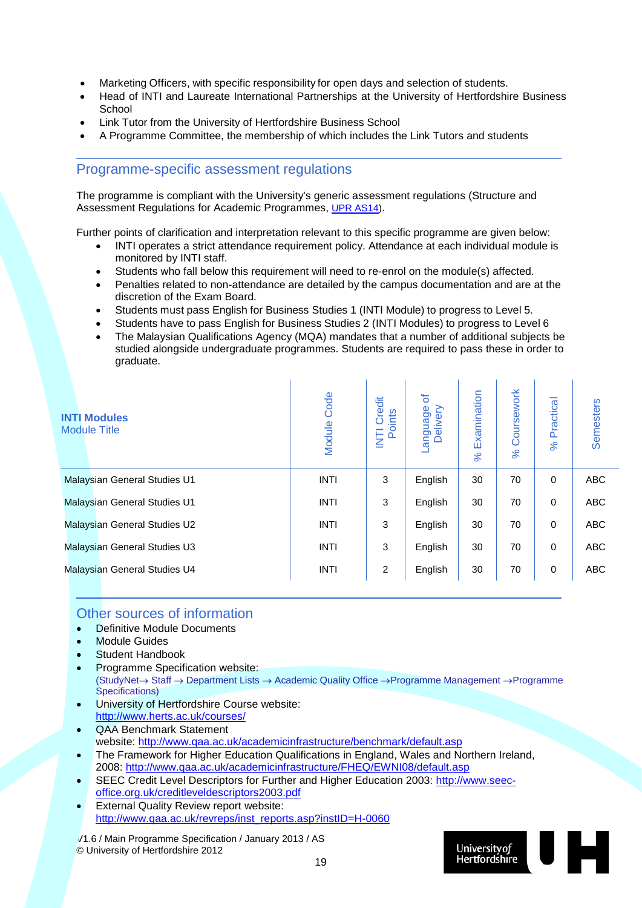- Marketing Officers, with specific responsibility for open days and selection of students.
- Head of INTI and Laureate International Partnerships at the University of Hertfordshire Business School
- Link Tutor from the University of Hertfordshire Business School
- A Programme Committee, the membership of which includes the Link Tutors and students

## Programme-specific assessment regulations

The programme is compliant with the University's generic assessment regulations (Structure and Assessment Regulations for Academic Programmes, UPR AS14).

Further points of clarification and interpretation relevant to this specific programme are given below:

- INTI operates a strict attendance requirement policy. Attendance at each individual module is monitored by INTI staff.
- Students who fall below this requirement will need to re-enrol on the module(s) affected.
- Penalties related to non-attendance are detailed by the campus documentation and are at the discretion of the Exam Board.
- Students must pass English for Business Studies 1 (INTI Module) to progress to Level 5.
- Students have to pass English for Business Studies 2 (INTI Modules) to progress to Level 6
- The Malaysian Qualifications Agency (MQA) mandates that a number of additional subjects be studied alongside undergraduate programmes. Students are required to pass these in order to graduate.

| **INTI Modules** Module Title | Module Code | INTI Credit Points | Language of Delivery | % Examination | % Coursework | % Practical | Semesters |
|---|---|---|---|---|---|---|---|
| Malaysian General Studies U1 | INTI | 3 | English | 30 | 70 | 0 | ABC |
| Malaysian General Studies U1 | INTI | 3 | English | 30 | 70 | 0 | ABC |
| Malaysian General Studies U2 | INTI | 3 | English | 30 | 70 | 0 | ABC |
| Malaysian General Studies U3 | INTI | 3 | English | 30 | 70 | 0 | ABC |
| Malaysian General Studies U4 | INTI | 2 | English | 30 | 70 | 0 | ABC |

## Other sources of information

- Definitive Module Documents
- Module Guides
- Student Handbook
- Programme Specification website:
  (StudyNet→ Staff → Department Lists → Academic Quality Office →Programme Management →Programme Specifications)
- University of Hertfordshire Course website:
  http://www.herts.ac.uk/courses/
- QAA Benchmark Statement
  website: http://www.qaa.ac.uk/academicinfrastructure/benchmark/default.asp
- The Framework for Higher Education Qualifications in England, Wales and Northern Ireland, 2008: http://www.qaa.ac.uk/academicinfrastructure/FHEQ/EWNI08/default.asp
- SEEC Credit Level Descriptors for Further and Higher Education 2003: http://www.seec-office.org.uk/creditleveldescriptors2003.pdf
- External Quality Review report website:
  http://www.qaa.ac.uk/revreps/inst_reports.asp?instID=H-0060

√1.6 / Main Programme Specification / January 2013 / AS
© University of Hertfordshire 2012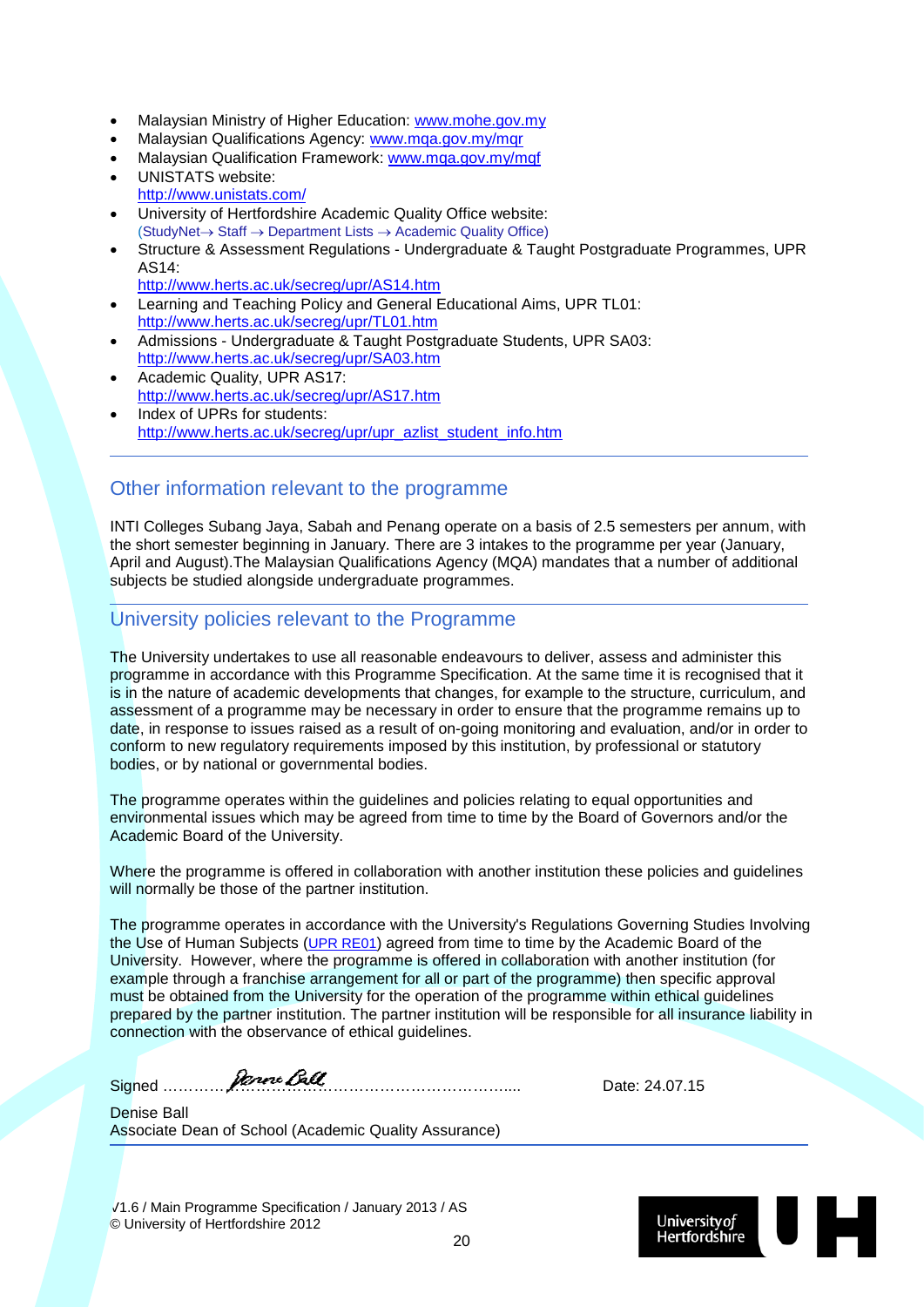- Malaysian Ministry of Higher Education: www.mohe.gov.my
- Malaysian Qualifications Agency: www.mqa.gov.my/mqr
- Malaysian Qualification Framework: www.mqa.gov.my/mqf
- UNISTATS website:
  http://www.unistats.com/
- University of Hertfordshire Academic Quality Office website:
  (StudyNet→ Staff → Department Lists → Academic Quality Office)
- Structure & Assessment Regulations - Undergraduate & Taught Postgraduate Programmes, UPR AS14:
  http://www.herts.ac.uk/secreg/upr/AS14.htm
- Learning and Teaching Policy and General Educational Aims, UPR TL01:
  http://www.herts.ac.uk/secreg/upr/TL01.htm
- Admissions - Undergraduate & Taught Postgraduate Students, UPR SA03:
  http://www.herts.ac.uk/secreg/upr/SA03.htm
- Academic Quality, UPR AS17:
  http://www.herts.ac.uk/secreg/upr/AS17.htm
- Index of UPRs for students:
  http://www.herts.ac.uk/secreg/upr/upr_azlist_student_info.htm

## Other information relevant to the programme

INTI Colleges Subang Jaya, Sabah and Penang operate on a basis of 2.5 semesters per annum, with the short semester beginning in January. There are 3 intakes to the programme per year (January, April and August).The Malaysian Qualifications Agency (MQA) mandates that a number of additional subjects be studied alongside undergraduate programmes.

## University policies relevant to the Programme

The University undertakes to use all reasonable endeavours to deliver, assess and administer this programme in accordance with this Programme Specification. At the same time it is recognised that it is in the nature of academic developments that changes, for example to the structure, curriculum, and assessment of a programme may be necessary in order to ensure that the programme remains up to date, in response to issues raised as a result of on-going monitoring and evaluation, and/or in order to conform to new regulatory requirements imposed by this institution, by professional or statutory bodies, or by national or governmental bodies.

The programme operates within the guidelines and policies relating to equal opportunities and environmental issues which may be agreed from time to time by the Board of Governors and/or the Academic Board of the University.

Where the programme is offered in collaboration with another institution these policies and guidelines will normally be those of the partner institution.

The programme operates in accordance with the University's Regulations Governing Studies Involving the Use of Human Subjects (UPR RE01) agreed from time to time by the Academic Board of the University. However, where the programme is offered in collaboration with another institution (for example through a franchise arrangement for all or part of the programme) then specific approval must be obtained from the University for the operation of the programme within ethical guidelines prepared by the partner institution. The partner institution will be responsible for all insurance liability in connection with the observance of ethical guidelines.

Signed ………Denise Ball…………………………………………….... Date: 24.07.15

Denise Ball
Associate Dean of School (Academic Quality Assurance)

√1.6 / Main Programme Specification / January 2013 / AS
© University of Hertfordshire 2012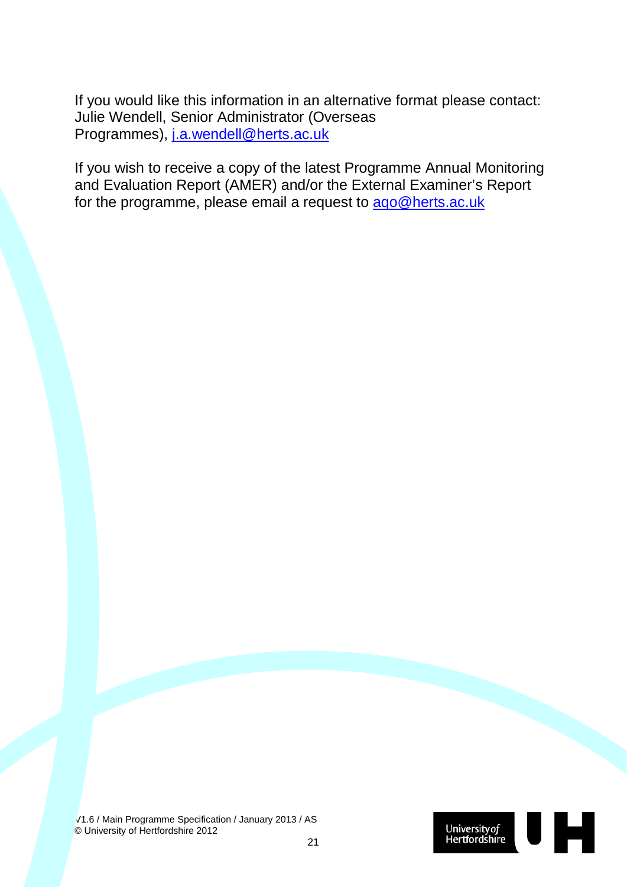If you would like this information in an alternative format please contact: Julie Wendell, Senior Administrator (Overseas Programmes), j.a.wendell@herts.ac.uk

If you wish to receive a copy of the latest Programme Annual Monitoring and Evaluation Report (AMER) and/or the External Examiner's Report for the programme, please email a request to aqo@herts.ac.uk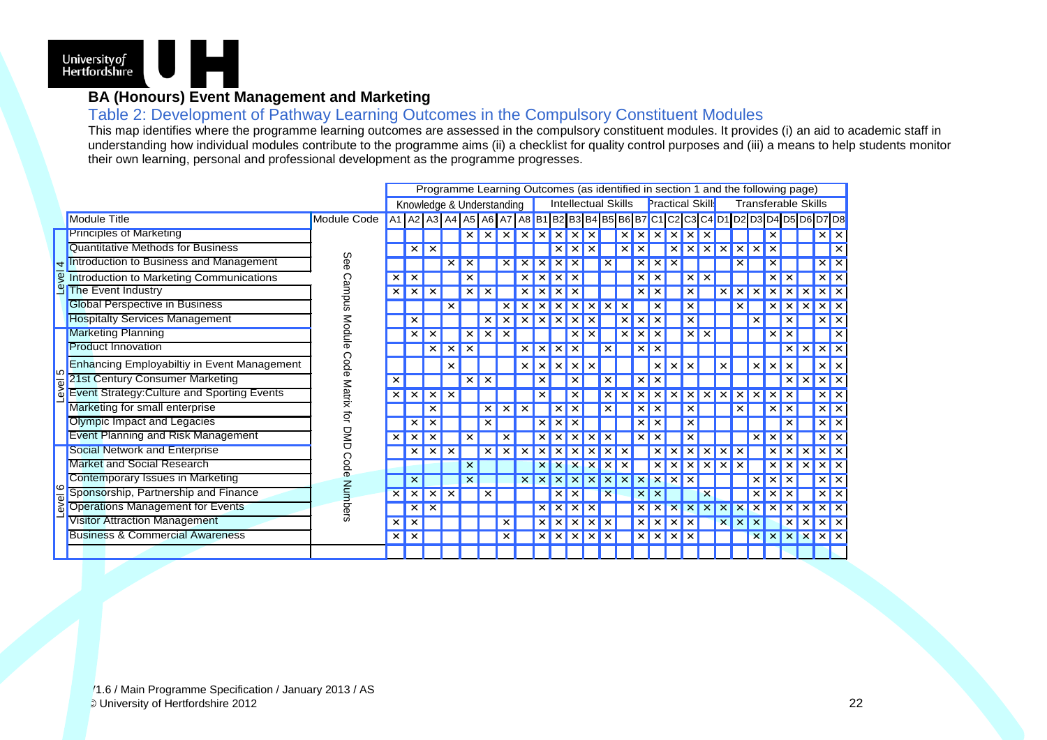# BA (Honours) Event Management and Marketing

## Table 2: Development of Pathway Learning Outcomes in the Compulsory Constituent Modules

This map identifies where the programme learning outcomes are assessed in the compulsory constituent modules. It provides (i) an aid to academic staff in understanding how individual modules contribute to the programme aims (ii) a checklist for quality control purposes and (iii) a means to help students monitor their own learning, personal and professional development as the programme progresses.

| | | | Programme Learning Outcomes (as identified in section 1 and the following page) | | | | | | | | | | | | | | | | | | | | | | | | | | |
|---|---|---|---|---|---|---|---|---|---|---|---|---|---|---|---|---|---|---|---|---|---|---|---|---|---|---|---|---|---|
| | | | Knowledge & Understanding | | | | | | | | Intellectual Skills | | | | | | | Practical Skills | | | | Transferable Skills | | | | | | | |
| | Module Title | Module Code | A1 | A2 | A3 | A4 | A5 | A6 | A7 | A8 | B1 | B2 | B3 | B4 | B5 | B6 | B7 | C1 | C2 | C3 | C4 | D1 | D2 | D3 | D4 | D5 | D6 | D7 | D8 |
| Level 4 | Principles of Marketing | See Campus Module Code Matrix for DMD Code Numbers | | | | | × | × | × | × | × | × | × | × | | × | × | × | × | × | × | | | | × | | | × | × |
| Level 4 | Quantitative Methods for Business | | | × | × | | | | | | | × | × | × | | × | × | | × | × | × | × | × | × | × | | | | × |
| Level 4 | Introduction to Business and Management | | | | | × | × | | × | × | × | × | × | | × | | × | × | × | | | | × | | × | | | × | × |
| Level 4 | Introduction to Marketing Communications | | × | × | | | × | | | × | × | × | × | | | | × | × | | × | × | | | | × | × | | × | × |
| Level 4 | The Event Industry | | × | × | × | | × | × | | × | × | × | × | | | | × | × | | × | | × | × | × | × | × | × | × | × |
| Level 4 | Global Perspective in Business | | | | | × | | | × | × | × | × | × | × | × | × | | × | | × | | | × | | × | × | × | × | × |
| Level 4 | Hospitalty Services Management | | | × | | | | × | × | × | × | × | × | × | | × | × | × | | × | | | | × | | × | | × | × |
| Level 5 | Marketing Planning | | | × | × | | × | × | × | | | | × | × | | × | × | × | | × | × | | | | × | × | | | × |
| Level 5 | Product Innovation | | | | × | × | × | | | × | × | × | × | | × | | × | × | | | | | | | | × | × | × | × |
| Level 5 | Enhancing Employabiltiy in Event Management | | | | | × | | | | × | × | × | × | × | | | | × | × | × | | × | | × | × | × | | × | × |
| Level 5 | 21st Century Consumer Marketing | | × | | | | × | × | | | × | | × | | × | | × | × | | | | | | | | × | × | × | × |
| Level 5 | Event Strategy:Culture and Sporting Events | | × | × | × | × | | | | | × | | × | | × | × | × | × | × | × | × | × | × | × | × | × | | × | × |
| Level 5 | Marketing for small enterprise | | | | × | | | × | × | × | | × | × | | × | | × | × | | × | | | × | | × | × | | × | × |
| Level 5 | Olympic Impact and Legacies | | | × | × | | | × | | | × | × | × | | | | × | × | | × | | | | | | × | | × | × |
| Level 5 | Event Planning and Risk Management | | × | × | × | | × | | × | | × | × | × | × | × | | × | × | | × | | | | × | × | × | | × | × |
| Level 6 | Social Network and Enterprise | | | × | × | × | | × | × | × | × | × | × | × | × | × | | × | × | × | × | × | × | | × | × | × | × | × |
| Level 6 | Market and Social Research | | | | | | × | | | | × | × | × | × | × | × | | × | × | × | × | × | × | | × | × | × | × | × |
| Level 6 | Contemporary Issues in Marketing | | | × | | | × | | | × | × | × | × | × | × | × | × | × | × | × | | | | × | × | × | | × | × |
| Level 6 | Sponsorship, Partnership and Finance | | × | × | × | × | | × | | | | × | × | | × | | × | × | | | × | | | × | × | × | | × | × |
| Level 6 | Operations Management for Events | | | × | × | | | | | | × | × | × | × | | | × | × | × | × | × | × | × | × | × | × | × | × | × |
| Level 6 | Visitor Attraction Management | | × | × | | | | | × | | × | × | × | × | × | | × | × | × | × | | × | × | × | | × | × | × | × |
| Level 6 | Business & Commercial Awareness | | × | × | | | | | × | | × | × | × | × | × | | × | × | × | × | | | | × | × | × | × | × | × |

V1.6 / Main Programme Specification / January 2013 / AS
© University of Hertfordshire 2012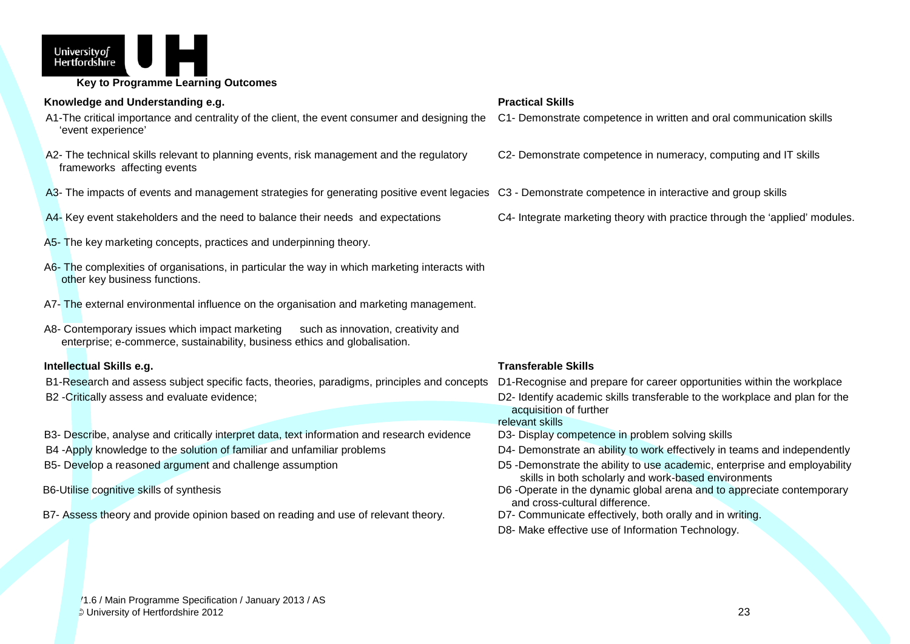**Key to Programme Learning Outcomes**

### Knowledge and Understanding e.g.

A1-The critical importance and centrality of the client, the event consumer and designing the 'event experience'

A2- The technical skills relevant to planning events, risk management and the regulatory frameworks affecting events

A3- The impacts of events and management strategies for generating positive event legacies

A4- Key event stakeholders and the need to balance their needs and expectations

A5- The key marketing concepts, practices and underpinning theory.

A6- The complexities of organisations, in particular the way in which marketing interacts with other key business functions.

A7- The external environmental influence on the organisation and marketing management.

A8- Contemporary issues which impact marketing such as innovation, creativity and enterprise; e-commerce, sustainability, business ethics and globalisation.

### Practical Skills

C1- Demonstrate competence in written and oral communication skills

C2- Demonstrate competence in numeracy, computing and IT skills

C3 - Demonstrate competence in interactive and group skills

C4- Integrate marketing theory with practice through the 'applied' modules.

### Intellectual Skills e.g.

B1-Research and assess subject specific facts, theories, paradigms, principles and concepts

B2 -Critically assess and evaluate evidence;

B3- Describe, analyse and critically interpret data, text information and research evidence

B4 -Apply knowledge to the solution of familiar and unfamiliar problems

B5- Develop a reasoned argument and challenge assumption

B6-Utilise cognitive skills of synthesis

B7- Assess theory and provide opinion based on reading and use of relevant theory.

### Transferable Skills

D1-Recognise and prepare for career opportunities within the workplace

D2- Identify academic skills transferable to the workplace and plan for the acquisition of further relevant skills

D3- Display competence in problem solving skills

D4- Demonstrate an ability to work effectively in teams and independently

D5 -Demonstrate the ability to use academic, enterprise and employability skills in both scholarly and work-based environments

D6 -Operate in the dynamic global arena and to appreciate contemporary and cross-cultural difference.

D7- Communicate effectively, both orally and in writing.

D8- Make effective use of Information Technology.